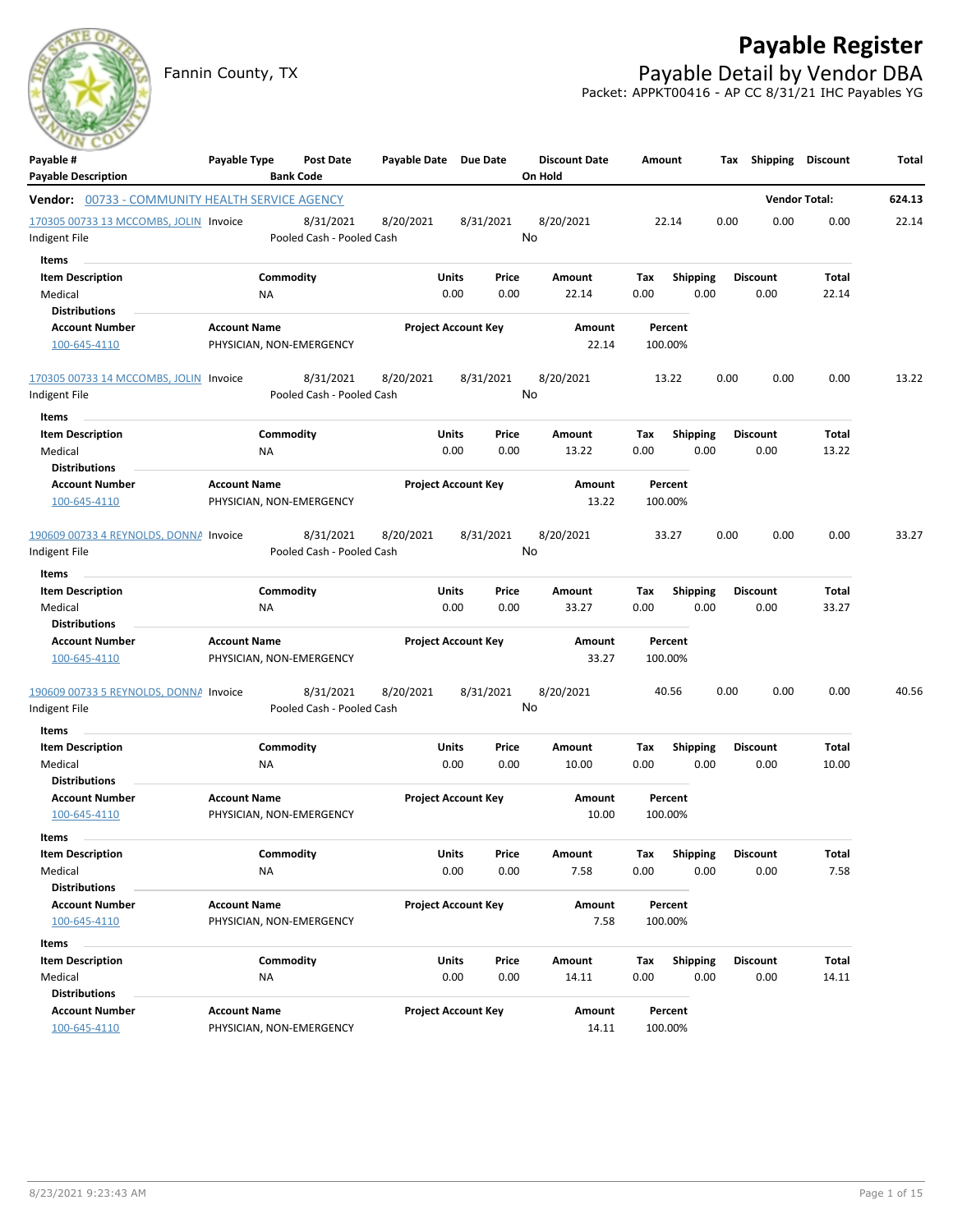# Payable Register

Fannin County, TX

## Payable Detail by Vendor DBA

Packet: APPKT00416 - AP CC 8/31/21 IHC Payables YG

| Payable # / Payable Description | Payable Type | Post Date / Bank Code | Payable Date | Due Date | Discount Date / On Hold | Amount | Tax | Shipping | Discount | Total |
|---|---|---|---|---|---|---|---|---|---|---|

**Vendor:** 00733 - COMMUNITY HEALTH SERVICE AGENCY — **Vendor Total:** 624.13

---

| Payable # | Payable Type | Post Date | Payable Date | Due Date | Discount Date | Amount | Tax | Shipping | Discount | Total |
|---|---|---|---|---|---|---|---|---|---|---|
| 170305 00733 13 MCCOMBS, JOLIN | Invoice | 8/31/2021 | 8/20/2021 | 8/31/2021 | 8/20/2021 | 22.14 | 0.00 | 0.00 | 0.00 | 22.14 |
| Indigent File | | Pooled Cash - Pooled Cash | | | No | | | | | |

**Items**

| Item Description | Commodity | Units | Price | Amount | Tax | Shipping | Discount | Total |
|---|---|---|---|---|---|---|---|---|
| Medical | NA | 0.00 | 0.00 | 22.14 | 0.00 | 0.00 | 0.00 | 22.14 |

**Distributions**

| Account Number | Account Name | Project Account Key | Amount | Percent |
|---|---|---|---|---|
| 100-645-4110 | PHYSICIAN, NON-EMERGENCY | | 22.14 | 100.00% |

---

| Payable # | Payable Type | Post Date | Payable Date | Due Date | Discount Date | Amount | Tax | Shipping | Discount | Total |
|---|---|---|---|---|---|---|---|---|---|---|
| 170305 00733 14 MCCOMBS, JOLIN | Invoice | 8/31/2021 | 8/20/2021 | 8/31/2021 | 8/20/2021 | 13.22 | 0.00 | 0.00 | 0.00 | 13.22 |
| Indigent File | | Pooled Cash - Pooled Cash | | | No | | | | | |

**Items**

| Item Description | Commodity | Units | Price | Amount | Tax | Shipping | Discount | Total |
|---|---|---|---|---|---|---|---|---|
| Medical | NA | 0.00 | 0.00 | 13.22 | 0.00 | 0.00 | 0.00 | 13.22 |

**Distributions**

| Account Number | Account Name | Project Account Key | Amount | Percent |
|---|---|---|---|---|
| 100-645-4110 | PHYSICIAN, NON-EMERGENCY | | 13.22 | 100.00% |

---

| Payable # | Payable Type | Post Date | Payable Date | Due Date | Discount Date | Amount | Tax | Shipping | Discount | Total |
|---|---|---|---|---|---|---|---|---|---|---|
| 190609 00733 4 REYNOLDS, DONNA | Invoice | 8/31/2021 | 8/20/2021 | 8/31/2021 | 8/20/2021 | 33.27 | 0.00 | 0.00 | 0.00 | 33.27 |
| Indigent File | | Pooled Cash - Pooled Cash | | | No | | | | | |

**Items**

| Item Description | Commodity | Units | Price | Amount | Tax | Shipping | Discount | Total |
|---|---|---|---|---|---|---|---|---|
| Medical | NA | 0.00 | 0.00 | 33.27 | 0.00 | 0.00 | 0.00 | 33.27 |

**Distributions**

| Account Number | Account Name | Project Account Key | Amount | Percent |
|---|---|---|---|---|
| 100-645-4110 | PHYSICIAN, NON-EMERGENCY | | 33.27 | 100.00% |

---

| Payable # | Payable Type | Post Date | Payable Date | Due Date | Discount Date | Amount | Tax | Shipping | Discount | Total |
|---|---|---|---|---|---|---|---|---|---|---|
| 190609 00733 5 REYNOLDS, DONNA | Invoice | 8/31/2021 | 8/20/2021 | 8/31/2021 | 8/20/2021 | 40.56 | 0.00 | 0.00 | 0.00 | 40.56 |
| Indigent File | | Pooled Cash - Pooled Cash | | | No | | | | | |

**Items**

| Item Description | Commodity | Units | Price | Amount | Tax | Shipping | Discount | Total |
|---|---|---|---|---|---|---|---|---|
| Medical | NA | 0.00 | 0.00 | 10.00 | 0.00 | 0.00 | 0.00 | 10.00 |

**Distributions**

| Account Number | Account Name | Project Account Key | Amount | Percent |
|---|---|---|---|---|
| 100-645-4110 | PHYSICIAN, NON-EMERGENCY | | 10.00 | 100.00% |

**Items**

| Item Description | Commodity | Units | Price | Amount | Tax | Shipping | Discount | Total |
|---|---|---|---|---|---|---|---|---|
| Medical | NA | 0.00 | 0.00 | 7.58 | 0.00 | 0.00 | 0.00 | 7.58 |

**Distributions**

| Account Number | Account Name | Project Account Key | Amount | Percent |
|---|---|---|---|---|
| 100-645-4110 | PHYSICIAN, NON-EMERGENCY | | 7.58 | 100.00% |

**Items**

| Item Description | Commodity | Units | Price | Amount | Tax | Shipping | Discount | Total |
|---|---|---|---|---|---|---|---|---|
| Medical | NA | 0.00 | 0.00 | 14.11 | 0.00 | 0.00 | 0.00 | 14.11 |

**Distributions**

| Account Number | Account Name | Project Account Key | Amount | Percent |
|---|---|---|---|---|
| 100-645-4110 | PHYSICIAN, NON-EMERGENCY | | 14.11 | 100.00% |

8/23/2021 9:23:43 AM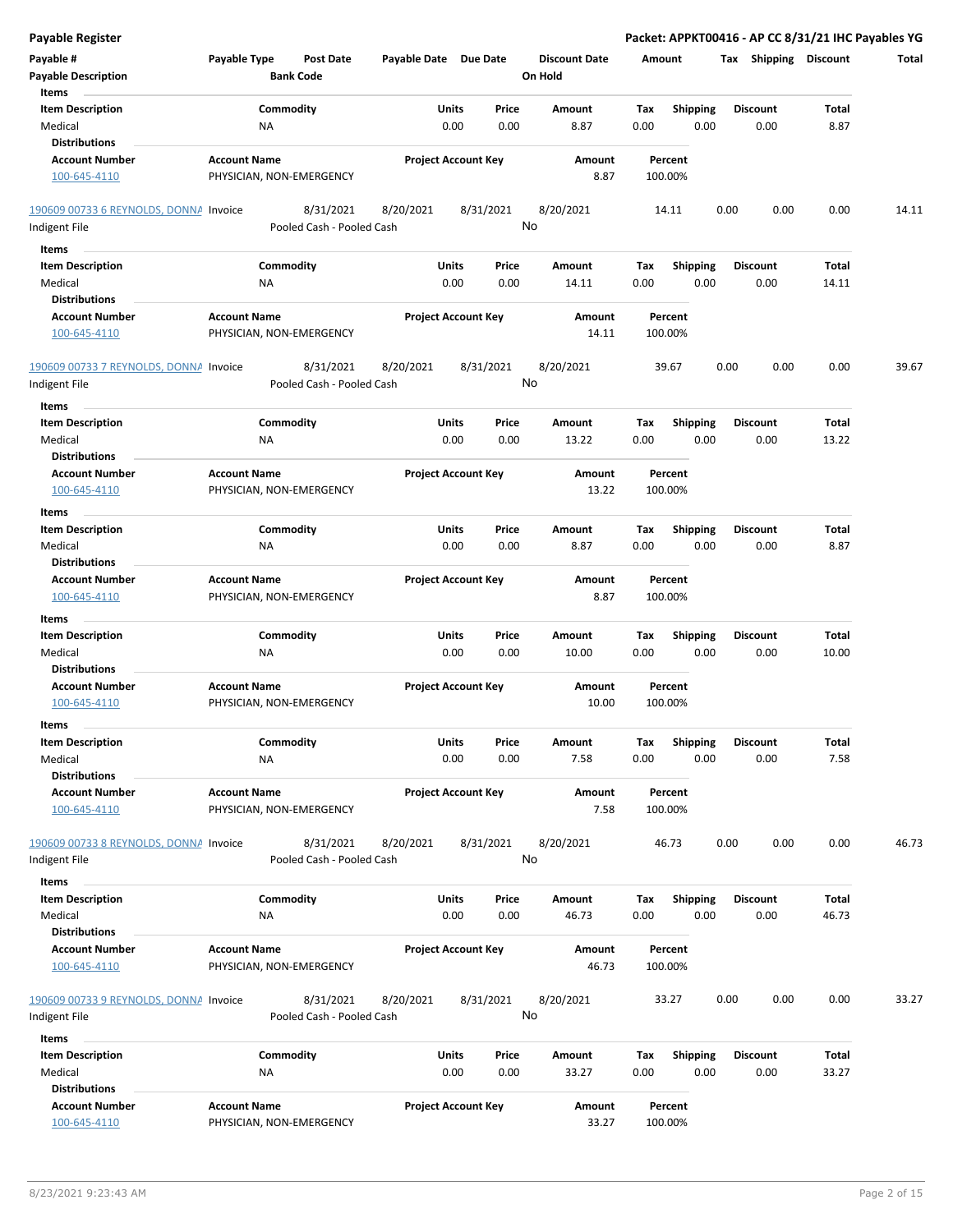# Payable Register

**Packet: APPKT00416 - AP CC 8/31/21 IHC Payables YG**

| Payable # | Payable Type | Post Date | Payable Date | Due Date | Discount Date | Amount | Tax | Shipping | Discount | Total |
|---|---|---|---|---|---|---|---|---|---|---|
| **Payable Description** | | **Bank Code** | | | **On Hold** | | | | | |

**Items**

| Item Description | Commodity | Units | Price | Amount | Tax | Shipping | Discount | Total |
|---|---|---|---|---|---|---|---|---|
| Medical | NA | 0.00 | 0.00 | 8.87 | 0.00 | 0.00 | 0.00 | 8.87 |

**Distributions**

| Account Number | Account Name | Project Account Key | Amount | Percent |
|---|---|---|---|---|
| 100-645-4110 | PHYSICIAN, NON-EMERGENCY | | 8.87 | 100.00% |

| Payable # | Payable Type | Post Date | Payable Date | Due Date | Discount Date | Amount | Tax | Shipping | Discount | Total |
|---|---|---|---|---|---|---|---|---|---|---|
| 190609 00733 6 REYNOLDS, DONNA | Invoice | 8/31/2021 | 8/20/2021 | 8/31/2021 | 8/20/2021 | 14.11 | 0.00 | 0.00 | 0.00 | 14.11 |
| Indigent File | | Pooled Cash - Pooled Cash | | | No | | | | | |

**Items**

| Item Description | Commodity | Units | Price | Amount | Tax | Shipping | Discount | Total |
|---|---|---|---|---|---|---|---|---|
| Medical | NA | 0.00 | 0.00 | 14.11 | 0.00 | 0.00 | 0.00 | 14.11 |

**Distributions**

| Account Number | Account Name | Project Account Key | Amount | Percent |
|---|---|---|---|---|
| 100-645-4110 | PHYSICIAN, NON-EMERGENCY | | 14.11 | 100.00% |

| Payable # | Payable Type | Post Date | Payable Date | Due Date | Discount Date | Amount | Tax | Shipping | Discount | Total |
|---|---|---|---|---|---|---|---|---|---|---|
| 190609 00733 7 REYNOLDS, DONNA | Invoice | 8/31/2021 | 8/20/2021 | 8/31/2021 | 8/20/2021 | 39.67 | 0.00 | 0.00 | 0.00 | 39.67 |
| Indigent File | | Pooled Cash - Pooled Cash | | | No | | | | | |

**Items**

| Item Description | Commodity | Units | Price | Amount | Tax | Shipping | Discount | Total |
|---|---|---|---|---|---|---|---|---|
| Medical | NA | 0.00 | 0.00 | 13.22 | 0.00 | 0.00 | 0.00 | 13.22 |

**Distributions**

| Account Number | Account Name | Project Account Key | Amount | Percent |
|---|---|---|---|---|
| 100-645-4110 | PHYSICIAN, NON-EMERGENCY | | 13.22 | 100.00% |

**Items**

| Item Description | Commodity | Units | Price | Amount | Tax | Shipping | Discount | Total |
|---|---|---|---|---|---|---|---|---|
| Medical | NA | 0.00 | 0.00 | 8.87 | 0.00 | 0.00 | 0.00 | 8.87 |

**Distributions**

| Account Number | Account Name | Project Account Key | Amount | Percent |
|---|---|---|---|---|
| 100-645-4110 | PHYSICIAN, NON-EMERGENCY | | 8.87 | 100.00% |

**Items**

| Item Description | Commodity | Units | Price | Amount | Tax | Shipping | Discount | Total |
|---|---|---|---|---|---|---|---|---|
| Medical | NA | 0.00 | 0.00 | 10.00 | 0.00 | 0.00 | 0.00 | 10.00 |

**Distributions**

| Account Number | Account Name | Project Account Key | Amount | Percent |
|---|---|---|---|---|
| 100-645-4110 | PHYSICIAN, NON-EMERGENCY | | 10.00 | 100.00% |

**Items**

| Item Description | Commodity | Units | Price | Amount | Tax | Shipping | Discount | Total |
|---|---|---|---|---|---|---|---|---|
| Medical | NA | 0.00 | 0.00 | 7.58 | 0.00 | 0.00 | 0.00 | 7.58 |

**Distributions**

| Account Number | Account Name | Project Account Key | Amount | Percent |
|---|---|---|---|---|
| 100-645-4110 | PHYSICIAN, NON-EMERGENCY | | 7.58 | 100.00% |

| Payable # | Payable Type | Post Date | Payable Date | Due Date | Discount Date | Amount | Tax | Shipping | Discount | Total |
|---|---|---|---|---|---|---|---|---|---|---|
| 190609 00733 8 REYNOLDS, DONNA | Invoice | 8/31/2021 | 8/20/2021 | 8/31/2021 | 8/20/2021 | 46.73 | 0.00 | 0.00 | 0.00 | 46.73 |
| Indigent File | | Pooled Cash - Pooled Cash | | | No | | | | | |

**Items**

| Item Description | Commodity | Units | Price | Amount | Tax | Shipping | Discount | Total |
|---|---|---|---|---|---|---|---|---|
| Medical | NA | 0.00 | 0.00 | 46.73 | 0.00 | 0.00 | 0.00 | 46.73 |

**Distributions**

| Account Number | Account Name | Project Account Key | Amount | Percent |
|---|---|---|---|---|
| 100-645-4110 | PHYSICIAN, NON-EMERGENCY | | 46.73 | 100.00% |

| Payable # | Payable Type | Post Date | Payable Date | Due Date | Discount Date | Amount | Tax | Shipping | Discount | Total |
|---|---|---|---|---|---|---|---|---|---|---|
| 190609 00733 9 REYNOLDS, DONNA | Invoice | 8/31/2021 | 8/20/2021 | 8/31/2021 | 8/20/2021 | 33.27 | 0.00 | 0.00 | 0.00 | 33.27 |
| Indigent File | | Pooled Cash - Pooled Cash | | | No | | | | | |

**Items**

| Item Description | Commodity | Units | Price | Amount | Tax | Shipping | Discount | Total |
|---|---|---|---|---|---|---|---|---|
| Medical | NA | 0.00 | 0.00 | 33.27 | 0.00 | 0.00 | 0.00 | 33.27 |

**Distributions**

| Account Number | Account Name | Project Account Key | Amount | Percent |
|---|---|---|---|---|
| 100-645-4110 | PHYSICIAN, NON-EMERGENCY | | 33.27 | 100.00% |

8/23/2021 9:23:43 AM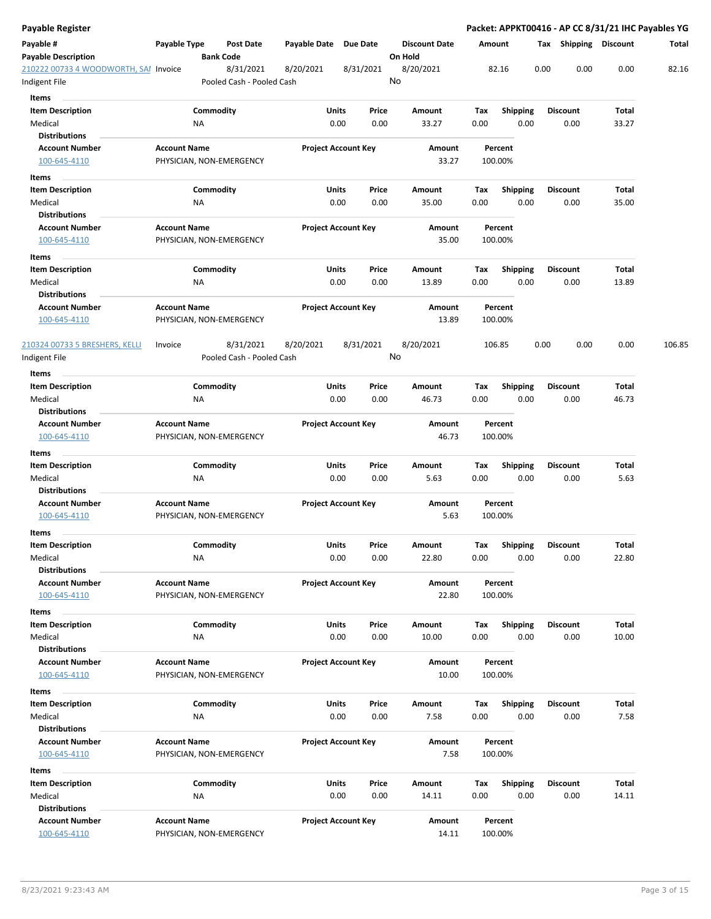**Payable Register** — **Packet: APPKT00416 - AP CC 8/31/21 IHC Payables YG**

| Payable # | Payable Type | Post Date | Payable Date | Due Date | Discount Date | Amount | Tax | Shipping | Discount | Total |
|---|---|---|---|---|---|---|---|---|---|---|
| **Payable Description** | | **Bank Code** | | | **On Hold** | | | | | |
| 210222 00733 4 WOODWORTH, SAI | Invoice | 8/31/2021 | 8/20/2021 | 8/31/2021 | 8/20/2021 | 82.16 | 0.00 | 0.00 | 0.00 | 82.16 |
| Indigent File | | Pooled Cash - Pooled Cash | | | No | | | | | |

**Items**

| Item Description | Commodity | Units | Price | Amount | Tax | Shipping | Discount | Total |
|---|---|---|---|---|---|---|---|---|
| Medical | NA | 0.00 | 0.00 | 33.27 | 0.00 | 0.00 | 0.00 | 33.27 |

**Distributions**

| Account Number | Account Name | Project Account Key | Amount | Percent |
|---|---|---|---|---|
| 100-645-4110 | PHYSICIAN, NON-EMERGENCY | | 33.27 | 100.00% |

**Items**

| Item Description | Commodity | Units | Price | Amount | Tax | Shipping | Discount | Total |
|---|---|---|---|---|---|---|---|---|
| Medical | NA | 0.00 | 0.00 | 35.00 | 0.00 | 0.00 | 0.00 | 35.00 |

**Distributions**

| Account Number | Account Name | Project Account Key | Amount | Percent |
|---|---|---|---|---|
| 100-645-4110 | PHYSICIAN, NON-EMERGENCY | | 35.00 | 100.00% |

**Items**

| Item Description | Commodity | Units | Price | Amount | Tax | Shipping | Discount | Total |
|---|---|---|---|---|---|---|---|---|
| Medical | NA | 0.00 | 0.00 | 13.89 | 0.00 | 0.00 | 0.00 | 13.89 |

**Distributions**

| Account Number | Account Name | Project Account Key | Amount | Percent |
|---|---|---|---|---|
| 100-645-4110 | PHYSICIAN, NON-EMERGENCY | | 13.89 | 100.00% |

| Payable # | Payable Type | Post Date | Payable Date | Due Date | Discount Date | Amount | Tax | Shipping | Discount | Total |
|---|---|---|---|---|---|---|---|---|---|---|
| 210324 00733 5 BRESHERS, KELLI | Invoice | 8/31/2021 | 8/20/2021 | 8/31/2021 | 8/20/2021 | 106.85 | 0.00 | 0.00 | 0.00 | 106.85 |
| Indigent File | | Pooled Cash - Pooled Cash | | | No | | | | | |

**Items**

| Item Description | Commodity | Units | Price | Amount | Tax | Shipping | Discount | Total |
|---|---|---|---|---|---|---|---|---|
| Medical | NA | 0.00 | 0.00 | 46.73 | 0.00 | 0.00 | 0.00 | 46.73 |

**Distributions**

| Account Number | Account Name | Project Account Key | Amount | Percent |
|---|---|---|---|---|
| 100-645-4110 | PHYSICIAN, NON-EMERGENCY | | 46.73 | 100.00% |

**Items**

| Item Description | Commodity | Units | Price | Amount | Tax | Shipping | Discount | Total |
|---|---|---|---|---|---|---|---|---|
| Medical | NA | 0.00 | 0.00 | 5.63 | 0.00 | 0.00 | 0.00 | 5.63 |

**Distributions**

| Account Number | Account Name | Project Account Key | Amount | Percent |
|---|---|---|---|---|
| 100-645-4110 | PHYSICIAN, NON-EMERGENCY | | 5.63 | 100.00% |

**Items**

| Item Description | Commodity | Units | Price | Amount | Tax | Shipping | Discount | Total |
|---|---|---|---|---|---|---|---|---|
| Medical | NA | 0.00 | 0.00 | 22.80 | 0.00 | 0.00 | 0.00 | 22.80 |

**Distributions**

| Account Number | Account Name | Project Account Key | Amount | Percent |
|---|---|---|---|---|
| 100-645-4110 | PHYSICIAN, NON-EMERGENCY | | 22.80 | 100.00% |

**Items**

| Item Description | Commodity | Units | Price | Amount | Tax | Shipping | Discount | Total |
|---|---|---|---|---|---|---|---|---|
| Medical | NA | 0.00 | 0.00 | 10.00 | 0.00 | 0.00 | 0.00 | 10.00 |

**Distributions**

| Account Number | Account Name | Project Account Key | Amount | Percent |
|---|---|---|---|---|
| 100-645-4110 | PHYSICIAN, NON-EMERGENCY | | 10.00 | 100.00% |

**Items**

| Item Description | Commodity | Units | Price | Amount | Tax | Shipping | Discount | Total |
|---|---|---|---|---|---|---|---|---|
| Medical | NA | 0.00 | 0.00 | 7.58 | 0.00 | 0.00 | 0.00 | 7.58 |

**Distributions**

| Account Number | Account Name | Project Account Key | Amount | Percent |
|---|---|---|---|---|
| 100-645-4110 | PHYSICIAN, NON-EMERGENCY | | 7.58 | 100.00% |

**Items**

| Item Description | Commodity | Units | Price | Amount | Tax | Shipping | Discount | Total |
|---|---|---|---|---|---|---|---|---|
| Medical | NA | 0.00 | 0.00 | 14.11 | 0.00 | 0.00 | 0.00 | 14.11 |

**Distributions**

| Account Number | Account Name | Project Account Key | Amount | Percent |
|---|---|---|---|---|
| 100-645-4110 | PHYSICIAN, NON-EMERGENCY | | 14.11 | 100.00% |

8/23/2021 9:23:43 AM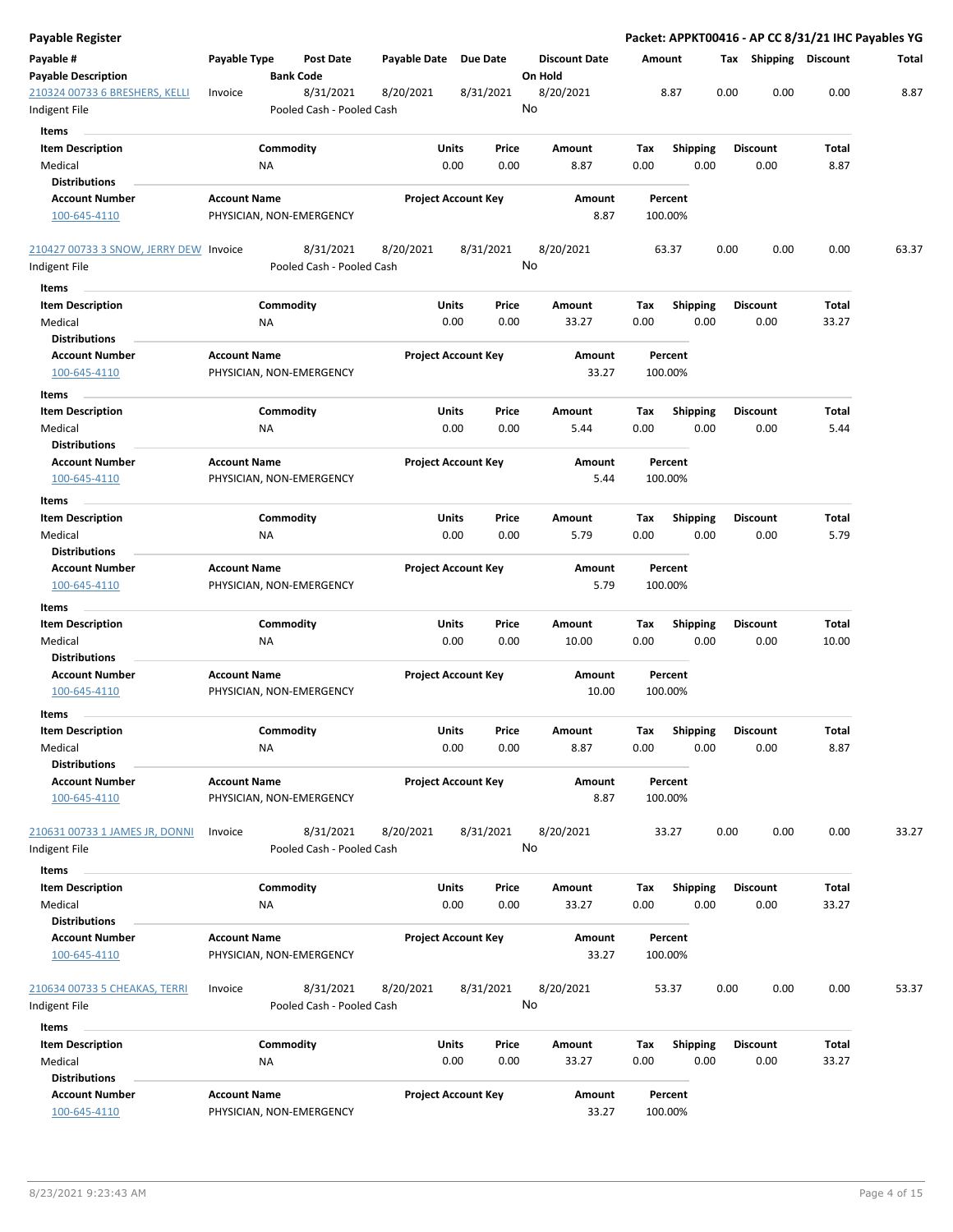# Payable Register

**Packet: APPKT00416 - AP CC 8/31/21 IHC Payables YG**

| Payable # | Payable Type | Post Date | Payable Date | Due Date | Discount Date | Amount | Tax | Shipping | Discount | Total |
|---|---|---|---|---|---|---|---|---|---|---|
| **Payable Description** | | **Bank Code** | | | **On Hold** | | | | | |

---

**210324 00733 6 BRESHERS, KELLI** | Invoice | 8/31/2021 | 8/20/2021 | 8/31/2021 | 8/20/2021 | 8.87 | 0.00 | 0.00 | 0.00 | 8.87

Indigent File | Pooled Cash - Pooled Cash | No

**Items**

| Item Description | Commodity | Units | Price | Amount | Tax | Shipping | Discount | Total |
|---|---|---|---|---|---|---|---|---|
| Medical | NA | 0.00 | 0.00 | 8.87 | 0.00 | 0.00 | 0.00 | 8.87 |

**Distributions**

| Account Number | Account Name | Project Account Key | Amount | Percent |
|---|---|---|---|---|
| 100-645-4110 | PHYSICIAN, NON-EMERGENCY | | 8.87 | 100.00% |

---

**210427 00733 3 SNOW, JERRY DEW** | Invoice | 8/31/2021 | 8/20/2021 | 8/31/2021 | 8/20/2021 | 63.37 | 0.00 | 0.00 | 0.00 | 63.37

Indigent File | Pooled Cash - Pooled Cash | No

**Items**

| Item Description | Commodity | Units | Price | Amount | Tax | Shipping | Discount | Total |
|---|---|---|---|---|---|---|---|---|
| Medical | NA | 0.00 | 0.00 | 33.27 | 0.00 | 0.00 | 0.00 | 33.27 |

**Distributions**

| Account Number | Account Name | Project Account Key | Amount | Percent |
|---|---|---|---|---|
| 100-645-4110 | PHYSICIAN, NON-EMERGENCY | | 33.27 | 100.00% |

**Items**

| Item Description | Commodity | Units | Price | Amount | Tax | Shipping | Discount | Total |
|---|---|---|---|---|---|---|---|---|
| Medical | NA | 0.00 | 0.00 | 5.44 | 0.00 | 0.00 | 0.00 | 5.44 |

**Distributions**

| Account Number | Account Name | Project Account Key | Amount | Percent |
|---|---|---|---|---|
| 100-645-4110 | PHYSICIAN, NON-EMERGENCY | | 5.44 | 100.00% |

**Items**

| Item Description | Commodity | Units | Price | Amount | Tax | Shipping | Discount | Total |
|---|---|---|---|---|---|---|---|---|
| Medical | NA | 0.00 | 0.00 | 5.79 | 0.00 | 0.00 | 0.00 | 5.79 |

**Distributions**

| Account Number | Account Name | Project Account Key | Amount | Percent |
|---|---|---|---|---|
| 100-645-4110 | PHYSICIAN, NON-EMERGENCY | | 5.79 | 100.00% |

**Items**

| Item Description | Commodity | Units | Price | Amount | Tax | Shipping | Discount | Total |
|---|---|---|---|---|---|---|---|---|
| Medical | NA | 0.00 | 0.00 | 10.00 | 0.00 | 0.00 | 0.00 | 10.00 |

**Distributions**

| Account Number | Account Name | Project Account Key | Amount | Percent |
|---|---|---|---|---|
| 100-645-4110 | PHYSICIAN, NON-EMERGENCY | | 10.00 | 100.00% |

**Items**

| Item Description | Commodity | Units | Price | Amount | Tax | Shipping | Discount | Total |
|---|---|---|---|---|---|---|---|---|
| Medical | NA | 0.00 | 0.00 | 8.87 | 0.00 | 0.00 | 0.00 | 8.87 |

**Distributions**

| Account Number | Account Name | Project Account Key | Amount | Percent |
|---|---|---|---|---|
| 100-645-4110 | PHYSICIAN, NON-EMERGENCY | | 8.87 | 100.00% |

---

**210631 00733 1 JAMES JR, DONNI** | Invoice | 8/31/2021 | 8/20/2021 | 8/31/2021 | 8/20/2021 | 33.27 | 0.00 | 0.00 | 0.00 | 33.27

Indigent File | Pooled Cash - Pooled Cash | No

**Items**

| Item Description | Commodity | Units | Price | Amount | Tax | Shipping | Discount | Total |
|---|---|---|---|---|---|---|---|---|
| Medical | NA | 0.00 | 0.00 | 33.27 | 0.00 | 0.00 | 0.00 | 33.27 |

**Distributions**

| Account Number | Account Name | Project Account Key | Amount | Percent |
|---|---|---|---|---|
| 100-645-4110 | PHYSICIAN, NON-EMERGENCY | | 33.27 | 100.00% |

---

**210634 00733 5 CHEAKAS, TERRI** | Invoice | 8/31/2021 | 8/20/2021 | 8/31/2021 | 8/20/2021 | 53.37 | 0.00 | 0.00 | 0.00 | 53.37

Indigent File | Pooled Cash - Pooled Cash | No

**Items**

| Item Description | Commodity | Units | Price | Amount | Tax | Shipping | Discount | Total |
|---|---|---|---|---|---|---|---|---|
| Medical | NA | 0.00 | 0.00 | 33.27 | 0.00 | 0.00 | 0.00 | 33.27 |

**Distributions**

| Account Number | Account Name | Project Account Key | Amount | Percent |
|---|---|---|---|---|
| 100-645-4110 | PHYSICIAN, NON-EMERGENCY | | 33.27 | 100.00% |

8/23/2021 9:23:43 AM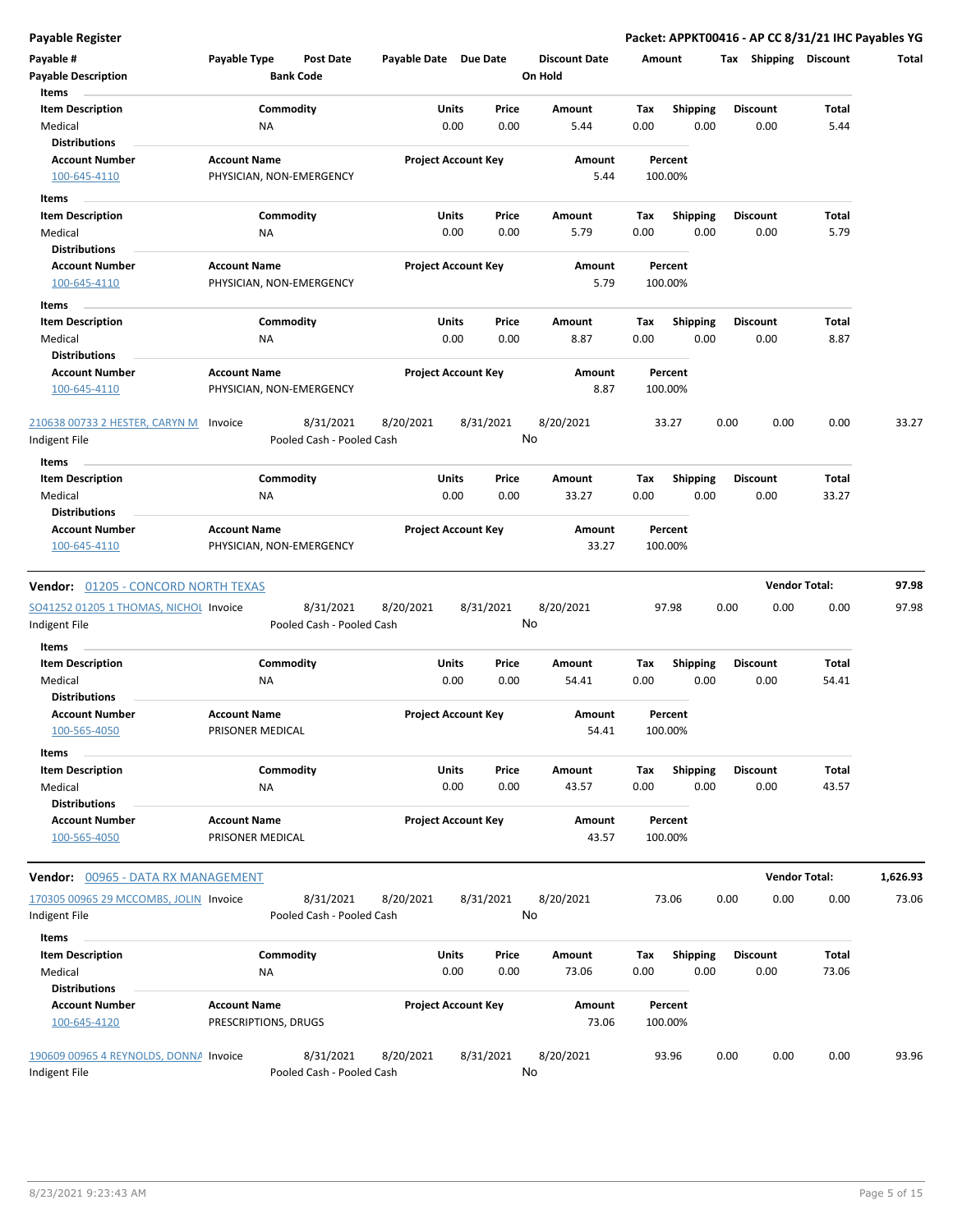**Payable Register** — **Packet: APPKT00416 - AP CC 8/31/21 IHC Payables YG**

| Payable # | Payable Type | Post Date | Payable Date | Due Date | Discount Date | Amount | Tax | Shipping | Discount | Total |
|---|---|---|---|---|---|---|---|---|---|---|
| Payable Description | | Bank Code | | | On Hold | | | | | |

**Items**

| Item Description | Commodity | Units | Price | Amount | Tax | Shipping | Discount | Total |
|---|---|---|---|---|---|---|---|---|
| Medical | NA | 0.00 | 0.00 | 5.44 | 0.00 | 0.00 | 0.00 | 5.44 |

**Distributions**

| Account Number | Account Name | Project Account Key | Amount | Percent |
|---|---|---|---|---|
| 100-645-4110 | PHYSICIAN, NON-EMERGENCY | | 5.44 | 100.00% |

**Items**

| Item Description | Commodity | Units | Price | Amount | Tax | Shipping | Discount | Total |
|---|---|---|---|---|---|---|---|---|
| Medical | NA | 0.00 | 0.00 | 5.79 | 0.00 | 0.00 | 0.00 | 5.79 |

**Distributions**

| Account Number | Account Name | Project Account Key | Amount | Percent |
|---|---|---|---|---|
| 100-645-4110 | PHYSICIAN, NON-EMERGENCY | | 5.79 | 100.00% |

**Items**

| Item Description | Commodity | Units | Price | Amount | Tax | Shipping | Discount | Total |
|---|---|---|---|---|---|---|---|---|
| Medical | NA | 0.00 | 0.00 | 8.87 | 0.00 | 0.00 | 0.00 | 8.87 |

**Distributions**

| Account Number | Account Name | Project Account Key | Amount | Percent |
|---|---|---|---|---|
| 100-645-4110 | PHYSICIAN, NON-EMERGENCY | | 8.87 | 100.00% |

| Payable # | Payable Type | Post Date | Payable Date | Due Date | Discount Date | Amount | Tax | Shipping | Discount | Total |
|---|---|---|---|---|---|---|---|---|---|---|
| 210638 00733 2 HESTER, CARYN M | Invoice | 8/31/2021 | 8/20/2021 | 8/31/2021 | 8/20/2021 | 33.27 | 0.00 | 0.00 | 0.00 | 33.27 |
| Indigent File | | Pooled Cash - Pooled Cash | | | No | | | | | |

**Items**

| Item Description | Commodity | Units | Price | Amount | Tax | Shipping | Discount | Total |
|---|---|---|---|---|---|---|---|---|
| Medical | NA | 0.00 | 0.00 | 33.27 | 0.00 | 0.00 | 0.00 | 33.27 |

**Distributions**

| Account Number | Account Name | Project Account Key | Amount | Percent |
|---|---|---|---|---|
| 100-645-4110 | PHYSICIAN, NON-EMERGENCY | | 33.27 | 100.00% |

---

**Vendor: 01205 - CONCORD NORTH TEXAS** — **Vendor Total: 97.98**

| Payable # | Payable Type | Post Date | Payable Date | Due Date | Discount Date | Amount | Tax | Shipping | Discount | Total |
|---|---|---|---|---|---|---|---|---|---|---|
| SO41252 01205 1 THOMAS, NICHOL | Invoice | 8/31/2021 | 8/20/2021 | 8/31/2021 | 8/20/2021 | 97.98 | 0.00 | 0.00 | 0.00 | 97.98 |
| Indigent File | | Pooled Cash - Pooled Cash | | | No | | | | | |

**Items**

| Item Description | Commodity | Units | Price | Amount | Tax | Shipping | Discount | Total |
|---|---|---|---|---|---|---|---|---|
| Medical | NA | 0.00 | 0.00 | 54.41 | 0.00 | 0.00 | 0.00 | 54.41 |

**Distributions**

| Account Number | Account Name | Project Account Key | Amount | Percent |
|---|---|---|---|---|
| 100-565-4050 | PRISONER MEDICAL | | 54.41 | 100.00% |

**Items**

| Item Description | Commodity | Units | Price | Amount | Tax | Shipping | Discount | Total |
|---|---|---|---|---|---|---|---|---|
| Medical | NA | 0.00 | 0.00 | 43.57 | 0.00 | 0.00 | 0.00 | 43.57 |

**Distributions**

| Account Number | Account Name | Project Account Key | Amount | Percent |
|---|---|---|---|---|
| 100-565-4050 | PRISONER MEDICAL | | 43.57 | 100.00% |

---

**Vendor: 00965 - DATA RX MANAGEMENT** — **Vendor Total: 1,626.93**

| Payable # | Payable Type | Post Date | Payable Date | Due Date | Discount Date | Amount | Tax | Shipping | Discount | Total |
|---|---|---|---|---|---|---|---|---|---|---|
| 170305 00965 29 MCCOMBS, JOLIN | Invoice | 8/31/2021 | 8/20/2021 | 8/31/2021 | 8/20/2021 | 73.06 | 0.00 | 0.00 | 0.00 | 73.06 |
| Indigent File | | Pooled Cash - Pooled Cash | | | No | | | | | |

**Items**

| Item Description | Commodity | Units | Price | Amount | Tax | Shipping | Discount | Total |
|---|---|---|---|---|---|---|---|---|
| Medical | NA | 0.00 | 0.00 | 73.06 | 0.00 | 0.00 | 0.00 | 73.06 |

**Distributions**

| Account Number | Account Name | Project Account Key | Amount | Percent |
|---|---|---|---|---|
| 100-645-4120 | PRESCRIPTIONS, DRUGS | | 73.06 | 100.00% |

| Payable # | Payable Type | Post Date | Payable Date | Due Date | Discount Date | Amount | Tax | Shipping | Discount | Total |
|---|---|---|---|---|---|---|---|---|---|---|
| 190609 00965 4 REYNOLDS, DONNA | Invoice | 8/31/2021 | 8/20/2021 | 8/31/2021 | 8/20/2021 | 93.96 | 0.00 | 0.00 | 0.00 | 93.96 |
| Indigent File | | Pooled Cash - Pooled Cash | | | No | | | | | |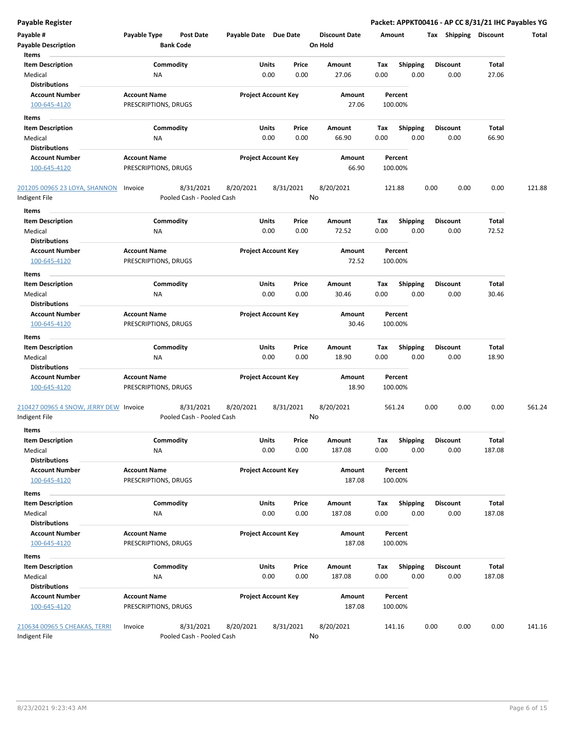## Payable Register

**Packet: APPKT00416 - AP CC 8/31/21 IHC Payables YG**

| Payable # | Payable Type | Post Date | Payable Date | Due Date | Discount Date | Amount | Tax | Shipping | Discount | Total |
|---|---|---|---|---|---|---|---|---|---|---|
| Payable Description | | Bank Code | | | On Hold | | | | | |

**Items**

| Item Description | Commodity | Units | Price | Amount | Tax | Shipping | Discount | Total |
|---|---|---|---|---|---|---|---|---|
| Medical | NA | 0.00 | 0.00 | 27.06 | 0.00 | 0.00 | 0.00 | 27.06 |

**Distributions**

| Account Number | Account Name | Project Account Key | Amount | Percent |
|---|---|---|---|---|
| 100-645-4120 | PRESCRIPTIONS, DRUGS | | 27.06 | 100.00% |

**Items**

| Item Description | Commodity | Units | Price | Amount | Tax | Shipping | Discount | Total |
|---|---|---|---|---|---|---|---|---|
| Medical | NA | 0.00 | 0.00 | 66.90 | 0.00 | 0.00 | 0.00 | 66.90 |

**Distributions**

| Account Number | Account Name | Project Account Key | Amount | Percent |
|---|---|---|---|---|
| 100-645-4120 | PRESCRIPTIONS, DRUGS | | 66.90 | 100.00% |

| Payable # | Payable Type | Post Date | Payable Date | Due Date | Discount Date | Amount | Tax | Shipping | Discount | Total |
|---|---|---|---|---|---|---|---|---|---|---|
| 201205 00965 23 LOYA, SHANNON | Invoice | 8/31/2021 | 8/20/2021 | 8/31/2021 | 8/20/2021 | 121.88 | 0.00 | 0.00 | 0.00 | 121.88 |
| Indigent File | | Pooled Cash - Pooled Cash | | | No | | | | | |

**Items**

| Item Description | Commodity | Units | Price | Amount | Tax | Shipping | Discount | Total |
|---|---|---|---|---|---|---|---|---|
| Medical | NA | 0.00 | 0.00 | 72.52 | 0.00 | 0.00 | 0.00 | 72.52 |

**Distributions**

| Account Number | Account Name | Project Account Key | Amount | Percent |
|---|---|---|---|---|
| 100-645-4120 | PRESCRIPTIONS, DRUGS | | 72.52 | 100.00% |

**Items**

| Item Description | Commodity | Units | Price | Amount | Tax | Shipping | Discount | Total |
|---|---|---|---|---|---|---|---|---|
| Medical | NA | 0.00 | 0.00 | 30.46 | 0.00 | 0.00 | 0.00 | 30.46 |

**Distributions**

| Account Number | Account Name | Project Account Key | Amount | Percent |
|---|---|---|---|---|
| 100-645-4120 | PRESCRIPTIONS, DRUGS | | 30.46 | 100.00% |

**Items**

| Item Description | Commodity | Units | Price | Amount | Tax | Shipping | Discount | Total |
|---|---|---|---|---|---|---|---|---|
| Medical | NA | 0.00 | 0.00 | 18.90 | 0.00 | 0.00 | 0.00 | 18.90 |

**Distributions**

| Account Number | Account Name | Project Account Key | Amount | Percent |
|---|---|---|---|---|
| 100-645-4120 | PRESCRIPTIONS, DRUGS | | 18.90 | 100.00% |

| Payable # | Payable Type | Post Date | Payable Date | Due Date | Discount Date | Amount | Tax | Shipping | Discount | Total |
|---|---|---|---|---|---|---|---|---|---|---|
| 210427 00965 4 SNOW, JERRY DEW | Invoice | 8/31/2021 | 8/20/2021 | 8/31/2021 | 8/20/2021 | 561.24 | 0.00 | 0.00 | 0.00 | 561.24 |
| Indigent File | | Pooled Cash - Pooled Cash | | | No | | | | | |

**Items**

| Item Description | Commodity | Units | Price | Amount | Tax | Shipping | Discount | Total |
|---|---|---|---|---|---|---|---|---|
| Medical | NA | 0.00 | 0.00 | 187.08 | 0.00 | 0.00 | 0.00 | 187.08 |

**Distributions**

| Account Number | Account Name | Project Account Key | Amount | Percent |
|---|---|---|---|---|
| 100-645-4120 | PRESCRIPTIONS, DRUGS | | 187.08 | 100.00% |

**Items**

| Item Description | Commodity | Units | Price | Amount | Tax | Shipping | Discount | Total |
|---|---|---|---|---|---|---|---|---|
| Medical | NA | 0.00 | 0.00 | 187.08 | 0.00 | 0.00 | 0.00 | 187.08 |

**Distributions**

| Account Number | Account Name | Project Account Key | Amount | Percent |
|---|---|---|---|---|
| 100-645-4120 | PRESCRIPTIONS, DRUGS | | 187.08 | 100.00% |

**Items**

| Item Description | Commodity | Units | Price | Amount | Tax | Shipping | Discount | Total |
|---|---|---|---|---|---|---|---|---|
| Medical | NA | 0.00 | 0.00 | 187.08 | 0.00 | 0.00 | 0.00 | 187.08 |

**Distributions**

| Account Number | Account Name | Project Account Key | Amount | Percent |
|---|---|---|---|---|
| 100-645-4120 | PRESCRIPTIONS, DRUGS | | 187.08 | 100.00% |

| Payable # | Payable Type | Post Date | Payable Date | Due Date | Discount Date | Amount | Tax | Shipping | Discount | Total |
|---|---|---|---|---|---|---|---|---|---|---|
| 210634 00965 5 CHEAKAS, TERRI | Invoice | 8/31/2021 | 8/20/2021 | 8/31/2021 | 8/20/2021 | 141.16 | 0.00 | 0.00 | 0.00 | 141.16 |
| Indigent File | | Pooled Cash - Pooled Cash | | | No | | | | | |

8/23/2021 9:23:43 AM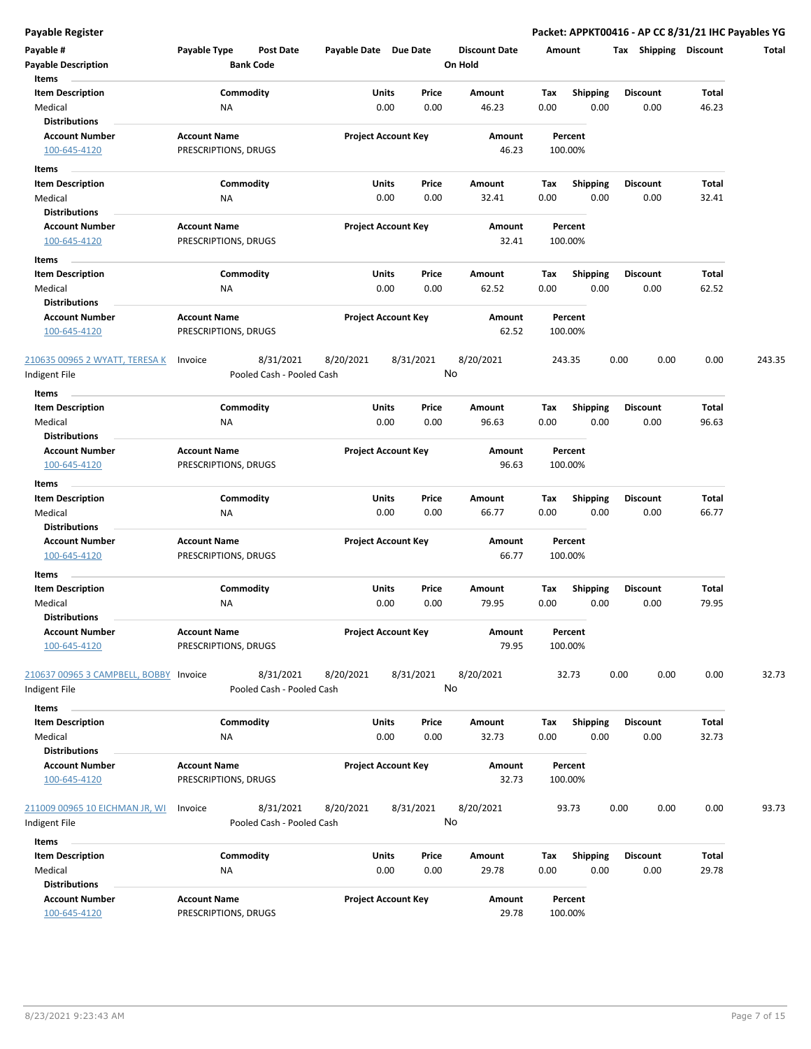**Payable Register** — **Packet: APPKT00416 - AP CC 8/31/21 IHC Payables YG**

| Payable # | Payable Type | Post Date | Payable Date | Due Date | Discount Date | Amount | Tax | Shipping | Discount | Total |
|---|---|---|---|---|---|---|---|---|---|---|
| **Payable Description** | | **Bank Code** | | | **On Hold** | | | | | |

**Items**

| Item Description | Commodity | Units | Price | Amount | Tax | Shipping | Discount | Total |
|---|---|---|---|---|---|---|---|---|
| Medical | NA | 0.00 | 0.00 | 46.23 | 0.00 | 0.00 | 0.00 | 46.23 |

**Distributions**

| Account Number | Account Name | Project Account Key | Amount | Percent |
|---|---|---|---|---|
| 100-645-4120 | PRESCRIPTIONS, DRUGS | | 46.23 | 100.00% |

**Items**

| Item Description | Commodity | Units | Price | Amount | Tax | Shipping | Discount | Total |
|---|---|---|---|---|---|---|---|---|
| Medical | NA | 0.00 | 0.00 | 32.41 | 0.00 | 0.00 | 0.00 | 32.41 |

**Distributions**

| Account Number | Account Name | Project Account Key | Amount | Percent |
|---|---|---|---|---|
| 100-645-4120 | PRESCRIPTIONS, DRUGS | | 32.41 | 100.00% |

**Items**

| Item Description | Commodity | Units | Price | Amount | Tax | Shipping | Discount | Total |
|---|---|---|---|---|---|---|---|---|
| Medical | NA | 0.00 | 0.00 | 62.52 | 0.00 | 0.00 | 0.00 | 62.52 |

**Distributions**

| Account Number | Account Name | Project Account Key | Amount | Percent |
|---|---|---|---|---|
| 100-645-4120 | PRESCRIPTIONS, DRUGS | | 62.52 | 100.00% |

| Payable # | Payable Type | Post Date | Payable Date | Due Date | Discount Date | Amount | Tax | Shipping | Discount | Total |
|---|---|---|---|---|---|---|---|---|---|---|
| 210635 00965 2 WYATT, TERESA K | Invoice | 8/31/2021 | 8/20/2021 | 8/31/2021 | 8/20/2021 | 243.35 | 0.00 | 0.00 | 0.00 | 243.35 |
| Indigent File | | Pooled Cash - Pooled Cash | | | No | | | | | |

**Items**

| Item Description | Commodity | Units | Price | Amount | Tax | Shipping | Discount | Total |
|---|---|---|---|---|---|---|---|---|
| Medical | NA | 0.00 | 0.00 | 96.63 | 0.00 | 0.00 | 0.00 | 96.63 |

**Distributions**

| Account Number | Account Name | Project Account Key | Amount | Percent |
|---|---|---|---|---|
| 100-645-4120 | PRESCRIPTIONS, DRUGS | | 96.63 | 100.00% |

**Items**

| Item Description | Commodity | Units | Price | Amount | Tax | Shipping | Discount | Total |
|---|---|---|---|---|---|---|---|---|
| Medical | NA | 0.00 | 0.00 | 66.77 | 0.00 | 0.00 | 0.00 | 66.77 |

**Distributions**

| Account Number | Account Name | Project Account Key | Amount | Percent |
|---|---|---|---|---|
| 100-645-4120 | PRESCRIPTIONS, DRUGS | | 66.77 | 100.00% |

**Items**

| Item Description | Commodity | Units | Price | Amount | Tax | Shipping | Discount | Total |
|---|---|---|---|---|---|---|---|---|
| Medical | NA | 0.00 | 0.00 | 79.95 | 0.00 | 0.00 | 0.00 | 79.95 |

**Distributions**

| Account Number | Account Name | Project Account Key | Amount | Percent |
|---|---|---|---|---|
| 100-645-4120 | PRESCRIPTIONS, DRUGS | | 79.95 | 100.00% |

| Payable # | Payable Type | Post Date | Payable Date | Due Date | Discount Date | Amount | Tax | Shipping | Discount | Total |
|---|---|---|---|---|---|---|---|---|---|---|
| 210637 00965 3 CAMPBELL, BOBBY | Invoice | 8/31/2021 | 8/20/2021 | 8/31/2021 | 8/20/2021 | 32.73 | 0.00 | 0.00 | 0.00 | 32.73 |
| Indigent File | | Pooled Cash - Pooled Cash | | | No | | | | | |

**Items**

| Item Description | Commodity | Units | Price | Amount | Tax | Shipping | Discount | Total |
|---|---|---|---|---|---|---|---|---|
| Medical | NA | 0.00 | 0.00 | 32.73 | 0.00 | 0.00 | 0.00 | 32.73 |

**Distributions**

| Account Number | Account Name | Project Account Key | Amount | Percent |
|---|---|---|---|---|
| 100-645-4120 | PRESCRIPTIONS, DRUGS | | 32.73 | 100.00% |

| Payable # | Payable Type | Post Date | Payable Date | Due Date | Discount Date | Amount | Tax | Shipping | Discount | Total |
|---|---|---|---|---|---|---|---|---|---|---|
| 211009 00965 10 EICHMAN JR, WI | Invoice | 8/31/2021 | 8/20/2021 | 8/31/2021 | 8/20/2021 | 93.73 | 0.00 | 0.00 | 0.00 | 93.73 |
| Indigent File | | Pooled Cash - Pooled Cash | | | No | | | | | |

**Items**

| Item Description | Commodity | Units | Price | Amount | Tax | Shipping | Discount | Total |
|---|---|---|---|---|---|---|---|---|
| Medical | NA | 0.00 | 0.00 | 29.78 | 0.00 | 0.00 | 0.00 | 29.78 |

**Distributions**

| Account Number | Account Name | Project Account Key | Amount | Percent |
|---|---|---|---|---|
| 100-645-4120 | PRESCRIPTIONS, DRUGS | | 29.78 | 100.00% |

8/23/2021 9:23:43 AM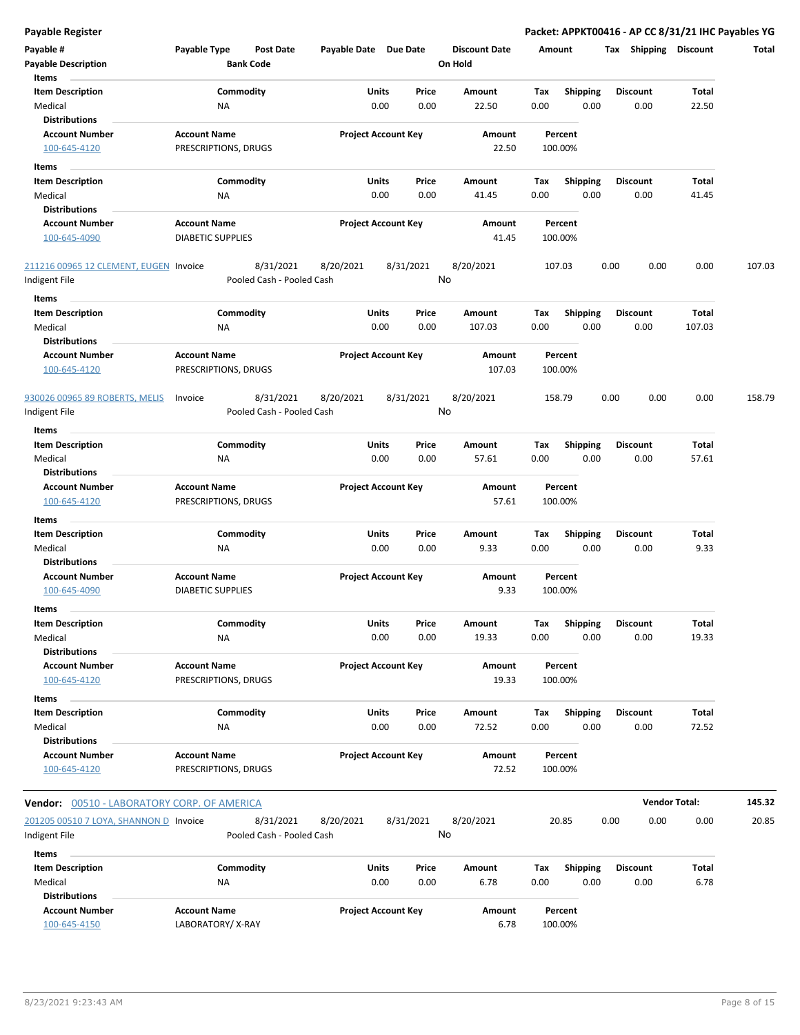**Payable Register** — Packet: APPKT00416 - AP CC 8/31/21 IHC Payables YG

| Payable # | Payable Type | Post Date | Payable Date | Due Date | Discount Date | Amount | Tax | Shipping | Discount | Total |
|---|---|---|---|---|---|---|---|---|---|---|
| Payable Description | | Bank Code | | | On Hold | | | | | |

**Items**

| Item Description | Commodity | Units | Price | Amount | Tax | Shipping | Discount | Total |
|---|---|---|---|---|---|---|---|---|
| Medical | NA | 0.00 | 0.00 | 22.50 | 0.00 | 0.00 | 0.00 | 22.50 |

**Distributions**

| Account Number | Account Name | Project Account Key | Amount | Percent |
|---|---|---|---|---|
| 100-645-4120 | PRESCRIPTIONS, DRUGS | | 22.50 | 100.00% |

**Items**

| Item Description | Commodity | Units | Price | Amount | Tax | Shipping | Discount | Total |
|---|---|---|---|---|---|---|---|---|
| Medical | NA | 0.00 | 0.00 | 41.45 | 0.00 | 0.00 | 0.00 | 41.45 |

**Distributions**

| Account Number | Account Name | Project Account Key | Amount | Percent |
|---|---|---|---|---|
| 100-645-4090 | DIABETIC SUPPLIES | | 41.45 | 100.00% |

| Payable # | Payable Type | Post Date | Payable Date | Due Date | Discount Date | Amount | Tax | Shipping | Discount | Total |
|---|---|---|---|---|---|---|---|---|---|---|
| 211216 00965 12 CLEMENT, EUGEN | Invoice | 8/31/2021 | 8/20/2021 | 8/31/2021 | 8/20/2021 | 107.03 | 0.00 | 0.00 | 0.00 | 107.03 |
| Indigent File | | Pooled Cash - Pooled Cash | | | No | | | | | |

**Items**

| Item Description | Commodity | Units | Price | Amount | Tax | Shipping | Discount | Total |
|---|---|---|---|---|---|---|---|---|
| Medical | NA | 0.00 | 0.00 | 107.03 | 0.00 | 0.00 | 0.00 | 107.03 |

**Distributions**

| Account Number | Account Name | Project Account Key | Amount | Percent |
|---|---|---|---|---|
| 100-645-4120 | PRESCRIPTIONS, DRUGS | | 107.03 | 100.00% |

| Payable # | Payable Type | Post Date | Payable Date | Due Date | Discount Date | Amount | Tax | Shipping | Discount | Total |
|---|---|---|---|---|---|---|---|---|---|---|
| 930026 00965 89 ROBERTS, MELIS | Invoice | 8/31/2021 | 8/20/2021 | 8/31/2021 | 8/20/2021 | 158.79 | 0.00 | 0.00 | 0.00 | 158.79 |
| Indigent File | | Pooled Cash - Pooled Cash | | | No | | | | | |

**Items**

| Item Description | Commodity | Units | Price | Amount | Tax | Shipping | Discount | Total |
|---|---|---|---|---|---|---|---|---|
| Medical | NA | 0.00 | 0.00 | 57.61 | 0.00 | 0.00 | 0.00 | 57.61 |

**Distributions**

| Account Number | Account Name | Project Account Key | Amount | Percent |
|---|---|---|---|---|
| 100-645-4120 | PRESCRIPTIONS, DRUGS | | 57.61 | 100.00% |

**Items**

| Item Description | Commodity | Units | Price | Amount | Tax | Shipping | Discount | Total |
|---|---|---|---|---|---|---|---|---|
| Medical | NA | 0.00 | 0.00 | 9.33 | 0.00 | 0.00 | 0.00 | 9.33 |

**Distributions**

| Account Number | Account Name | Project Account Key | Amount | Percent |
|---|---|---|---|---|
| 100-645-4090 | DIABETIC SUPPLIES | | 9.33 | 100.00% |

**Items**

| Item Description | Commodity | Units | Price | Amount | Tax | Shipping | Discount | Total |
|---|---|---|---|---|---|---|---|---|
| Medical | NA | 0.00 | 0.00 | 19.33 | 0.00 | 0.00 | 0.00 | 19.33 |

**Distributions**

| Account Number | Account Name | Project Account Key | Amount | Percent |
|---|---|---|---|---|
| 100-645-4120 | PRESCRIPTIONS, DRUGS | | 19.33 | 100.00% |

**Items**

| Item Description | Commodity | Units | Price | Amount | Tax | Shipping | Discount | Total |
|---|---|---|---|---|---|---|---|---|
| Medical | NA | 0.00 | 0.00 | 72.52 | 0.00 | 0.00 | 0.00 | 72.52 |

**Distributions**

| Account Number | Account Name | Project Account Key | Amount | Percent |
|---|---|---|---|---|
| 100-645-4120 | PRESCRIPTIONS, DRUGS | | 72.52 | 100.00% |

**Vendor Total: 145.32**

**Vendor: 00510 - LABORATORY CORP. OF AMERICA**

| Payable # | Payable Type | Post Date | Payable Date | Due Date | Discount Date | Amount | Tax | Shipping | Discount | Total |
|---|---|---|---|---|---|---|---|---|---|---|
| 201205 00510 7 LOYA, SHANNON D | Invoice | 8/31/2021 | 8/20/2021 | 8/31/2021 | 8/20/2021 | 20.85 | 0.00 | 0.00 | 0.00 | 20.85 |
| Indigent File | | Pooled Cash - Pooled Cash | | | No | | | | | |

**Items**

| Item Description | Commodity | Units | Price | Amount | Tax | Shipping | Discount | Total |
|---|---|---|---|---|---|---|---|---|
| Medical | NA | 0.00 | 0.00 | 6.78 | 0.00 | 0.00 | 0.00 | 6.78 |

**Distributions**

| Account Number | Account Name | Project Account Key | Amount | Percent |
|---|---|---|---|---|
| 100-645-4150 | LABORATORY/ X-RAY | | 6.78 | 100.00% |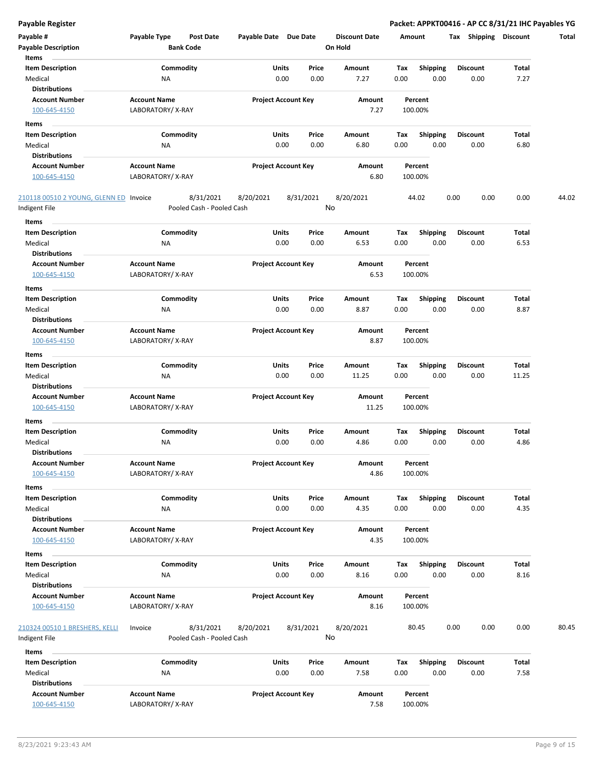# Payable Register

**Packet: APPKT00416 - AP CC 8/31/21 IHC Payables YG**

| Payable # | Payable Type | Post Date | Payable Date | Due Date | Discount Date | Amount | Tax | Shipping | Discount | Total |
|---|---|---|---|---|---|---|---|---|---|---|
| **Payable Description** | | **Bank Code** | | | **On Hold** | | | | | |

**Items**

| Item Description | Commodity | Units | Price | Amount | Tax | Shipping | Discount | Total |
|---|---|---|---|---|---|---|---|---|
| Medical | NA | 0.00 | 0.00 | 7.27 | 0.00 | 0.00 | 0.00 | 7.27 |

**Distributions**

| Account Number | Account Name | Project Account Key | Amount | Percent |
|---|---|---|---|---|
| 100-645-4150 | LABORATORY/ X-RAY | | 7.27 | 100.00% |

**Items**

| Item Description | Commodity | Units | Price | Amount | Tax | Shipping | Discount | Total |
|---|---|---|---|---|---|---|---|---|
| Medical | NA | 0.00 | 0.00 | 6.80 | 0.00 | 0.00 | 0.00 | 6.80 |

**Distributions**

| Account Number | Account Name | Project Account Key | Amount | Percent |
|---|---|---|---|---|
| 100-645-4150 | LABORATORY/ X-RAY | | 6.80 | 100.00% |

| Payable # | Payable Type | Post Date | Payable Date | Due Date | Discount Date | Amount | Tax | Shipping | Discount | Total |
|---|---|---|---|---|---|---|---|---|---|---|
| 210118 00510 2 YOUNG, GLENN ED | Invoice | 8/31/2021 | 8/20/2021 | 8/31/2021 | 8/20/2021 | 44.02 | 0.00 | 0.00 | 0.00 | 44.02 |
| Indigent File | | Pooled Cash - Pooled Cash | | | No | | | | | |

**Items**

| Item Description | Commodity | Units | Price | Amount | Tax | Shipping | Discount | Total |
|---|---|---|---|---|---|---|---|---|
| Medical | NA | 0.00 | 0.00 | 6.53 | 0.00 | 0.00 | 0.00 | 6.53 |

**Distributions**

| Account Number | Account Name | Project Account Key | Amount | Percent |
|---|---|---|---|---|
| 100-645-4150 | LABORATORY/ X-RAY | | 6.53 | 100.00% |

**Items**

| Item Description | Commodity | Units | Price | Amount | Tax | Shipping | Discount | Total |
|---|---|---|---|---|---|---|---|---|
| Medical | NA | 0.00 | 0.00 | 8.87 | 0.00 | 0.00 | 0.00 | 8.87 |

**Distributions**

| Account Number | Account Name | Project Account Key | Amount | Percent |
|---|---|---|---|---|
| 100-645-4150 | LABORATORY/ X-RAY | | 8.87 | 100.00% |

**Items**

| Item Description | Commodity | Units | Price | Amount | Tax | Shipping | Discount | Total |
|---|---|---|---|---|---|---|---|---|
| Medical | NA | 0.00 | 0.00 | 11.25 | 0.00 | 0.00 | 0.00 | 11.25 |

**Distributions**

| Account Number | Account Name | Project Account Key | Amount | Percent |
|---|---|---|---|---|
| 100-645-4150 | LABORATORY/ X-RAY | | 11.25 | 100.00% |

**Items**

| Item Description | Commodity | Units | Price | Amount | Tax | Shipping | Discount | Total |
|---|---|---|---|---|---|---|---|---|
| Medical | NA | 0.00 | 0.00 | 4.86 | 0.00 | 0.00 | 0.00 | 4.86 |

**Distributions**

| Account Number | Account Name | Project Account Key | Amount | Percent |
|---|---|---|---|---|
| 100-645-4150 | LABORATORY/ X-RAY | | 4.86 | 100.00% |

**Items**

| Item Description | Commodity | Units | Price | Amount | Tax | Shipping | Discount | Total |
|---|---|---|---|---|---|---|---|---|
| Medical | NA | 0.00 | 0.00 | 4.35 | 0.00 | 0.00 | 0.00 | 4.35 |

**Distributions**

| Account Number | Account Name | Project Account Key | Amount | Percent |
|---|---|---|---|---|
| 100-645-4150 | LABORATORY/ X-RAY | | 4.35 | 100.00% |

**Items**

| Item Description | Commodity | Units | Price | Amount | Tax | Shipping | Discount | Total |
|---|---|---|---|---|---|---|---|---|
| Medical | NA | 0.00 | 0.00 | 8.16 | 0.00 | 0.00 | 0.00 | 8.16 |

**Distributions**

| Account Number | Account Name | Project Account Key | Amount | Percent |
|---|---|---|---|---|
| 100-645-4150 | LABORATORY/ X-RAY | | 8.16 | 100.00% |

| Payable # | Payable Type | Post Date | Payable Date | Due Date | Discount Date | Amount | Tax | Shipping | Discount | Total |
|---|---|---|---|---|---|---|---|---|---|---|
| 210324 00510 1 BRESHERS, KELLI | Invoice | 8/31/2021 | 8/20/2021 | 8/31/2021 | 8/20/2021 | 80.45 | 0.00 | 0.00 | 0.00 | 80.45 |
| Indigent File | | Pooled Cash - Pooled Cash | | | No | | | | | |

**Items**

| Item Description | Commodity | Units | Price | Amount | Tax | Shipping | Discount | Total |
|---|---|---|---|---|---|---|---|---|
| Medical | NA | 0.00 | 0.00 | 7.58 | 0.00 | 0.00 | 0.00 | 7.58 |

**Distributions**

| Account Number | Account Name | Project Account Key | Amount | Percent |
|---|---|---|---|---|
| 100-645-4150 | LABORATORY/ X-RAY | | 7.58 | 100.00% |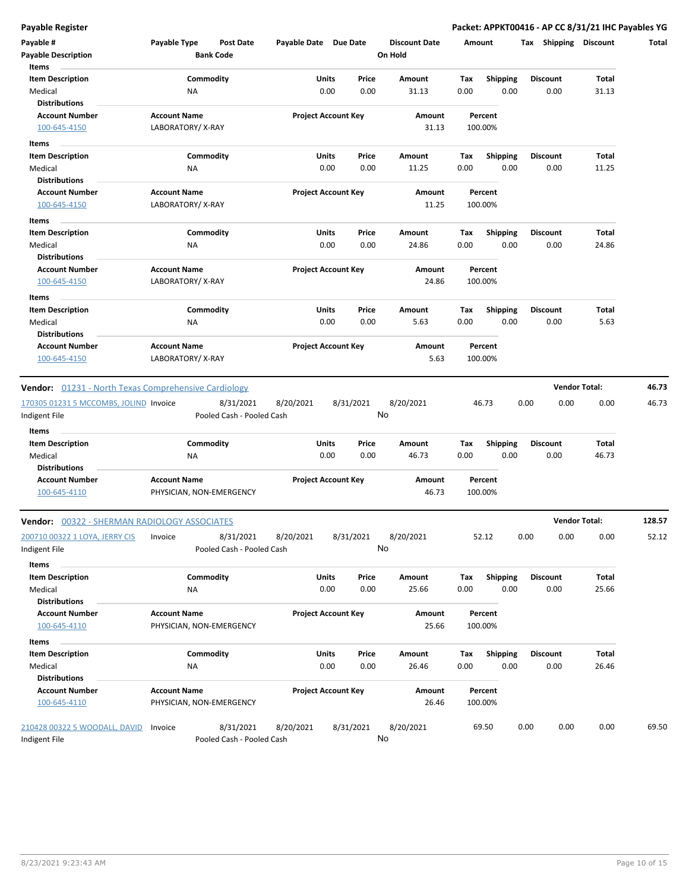**Payable Register** — **Packet: APPKT00416 - AP CC 8/31/21 IHC Payables YG**

| Payable # | Payable Type | Post Date | Payable Date | Due Date | Discount Date | Amount | Tax | Shipping | Discount | Total |
|---|---|---|---|---|---|---|---|---|---|---|
| Payable Description | | Bank Code | | | On Hold | | | | | |

**Items**

| Item Description | Commodity | Units | Price | Amount | Tax | Shipping | Discount | Total |
|---|---|---|---|---|---|---|---|---|
| Medical | NA | 0.00 | 0.00 | 31.13 | 0.00 | 0.00 | 0.00 | 31.13 |

**Distributions**

| Account Number | Account Name | Project Account Key | Amount | Percent |
|---|---|---|---|---|
| 100-645-4150 | LABORATORY/ X-RAY | | 31.13 | 100.00% |

**Items**

| Item Description | Commodity | Units | Price | Amount | Tax | Shipping | Discount | Total |
|---|---|---|---|---|---|---|---|---|
| Medical | NA | 0.00 | 0.00 | 11.25 | 0.00 | 0.00 | 0.00 | 11.25 |

**Distributions**

| Account Number | Account Name | Project Account Key | Amount | Percent |
|---|---|---|---|---|
| 100-645-4150 | LABORATORY/ X-RAY | | 11.25 | 100.00% |

**Items**

| Item Description | Commodity | Units | Price | Amount | Tax | Shipping | Discount | Total |
|---|---|---|---|---|---|---|---|---|
| Medical | NA | 0.00 | 0.00 | 24.86 | 0.00 | 0.00 | 0.00 | 24.86 |

**Distributions**

| Account Number | Account Name | Project Account Key | Amount | Percent |
|---|---|---|---|---|
| 100-645-4150 | LABORATORY/ X-RAY | | 24.86 | 100.00% |

**Items**

| Item Description | Commodity | Units | Price | Amount | Tax | Shipping | Discount | Total |
|---|---|---|---|---|---|---|---|---|
| Medical | NA | 0.00 | 0.00 | 5.63 | 0.00 | 0.00 | 0.00 | 5.63 |

**Distributions**

| Account Number | Account Name | Project Account Key | Amount | Percent |
|---|---|---|---|---|
| 100-645-4150 | LABORATORY/ X-RAY | | 5.63 | 100.00% |

---

**Vendor:** 01231 - North Texas Comprehensive Cardiology — **Vendor Total: 46.73**

| Payable # | Payable Type | Post Date | Payable Date | Due Date | Discount Date | Amount | Tax | Shipping | Discount | Total |
|---|---|---|---|---|---|---|---|---|---|---|
| 170305 01231 5 MCCOMBS, JOLIND | Invoice | 8/31/2021 | 8/20/2021 | 8/31/2021 | 8/20/2021 | 46.73 | 0.00 | 0.00 | 0.00 | 46.73 |
| Indigent File | | Pooled Cash - Pooled Cash | | | No | | | | | |

**Items**

| Item Description | Commodity | Units | Price | Amount | Tax | Shipping | Discount | Total |
|---|---|---|---|---|---|---|---|---|
| Medical | NA | 0.00 | 0.00 | 46.73 | 0.00 | 0.00 | 0.00 | 46.73 |

**Distributions**

| Account Number | Account Name | Project Account Key | Amount | Percent |
|---|---|---|---|---|
| 100-645-4110 | PHYSICIAN, NON-EMERGENCY | | 46.73 | 100.00% |

---

**Vendor:** 00322 - SHERMAN RADIOLOGY ASSOCIATES — **Vendor Total: 128.57**

| Payable # | Payable Type | Post Date | Payable Date | Due Date | Discount Date | Amount | Tax | Shipping | Discount | Total |
|---|---|---|---|---|---|---|---|---|---|---|
| 200710 00322 1 LOYA, JERRY CIS | Invoice | 8/31/2021 | 8/20/2021 | 8/31/2021 | 8/20/2021 | 52.12 | 0.00 | 0.00 | 0.00 | 52.12 |
| Indigent File | | Pooled Cash - Pooled Cash | | | No | | | | | |

**Items**

| Item Description | Commodity | Units | Price | Amount | Tax | Shipping | Discount | Total |
|---|---|---|---|---|---|---|---|---|
| Medical | NA | 0.00 | 0.00 | 25.66 | 0.00 | 0.00 | 0.00 | 25.66 |

**Distributions**

| Account Number | Account Name | Project Account Key | Amount | Percent |
|---|---|---|---|---|
| 100-645-4110 | PHYSICIAN, NON-EMERGENCY | | 25.66 | 100.00% |

**Items**

| Item Description | Commodity | Units | Price | Amount | Tax | Shipping | Discount | Total |
|---|---|---|---|---|---|---|---|---|
| Medical | NA | 0.00 | 0.00 | 26.46 | 0.00 | 0.00 | 0.00 | 26.46 |

**Distributions**

| Account Number | Account Name | Project Account Key | Amount | Percent |
|---|---|---|---|---|
| 100-645-4110 | PHYSICIAN, NON-EMERGENCY | | 26.46 | 100.00% |

| Payable # | Payable Type | Post Date | Payable Date | Due Date | Discount Date | Amount | Tax | Shipping | Discount | Total |
|---|---|---|---|---|---|---|---|---|---|---|
| 210428 00322 5 WOODALL, DAVID | Invoice | 8/31/2021 | 8/20/2021 | 8/31/2021 | 8/20/2021 | 69.50 | 0.00 | 0.00 | 0.00 | 69.50 |
| Indigent File | | Pooled Cash - Pooled Cash | | | No | | | | | |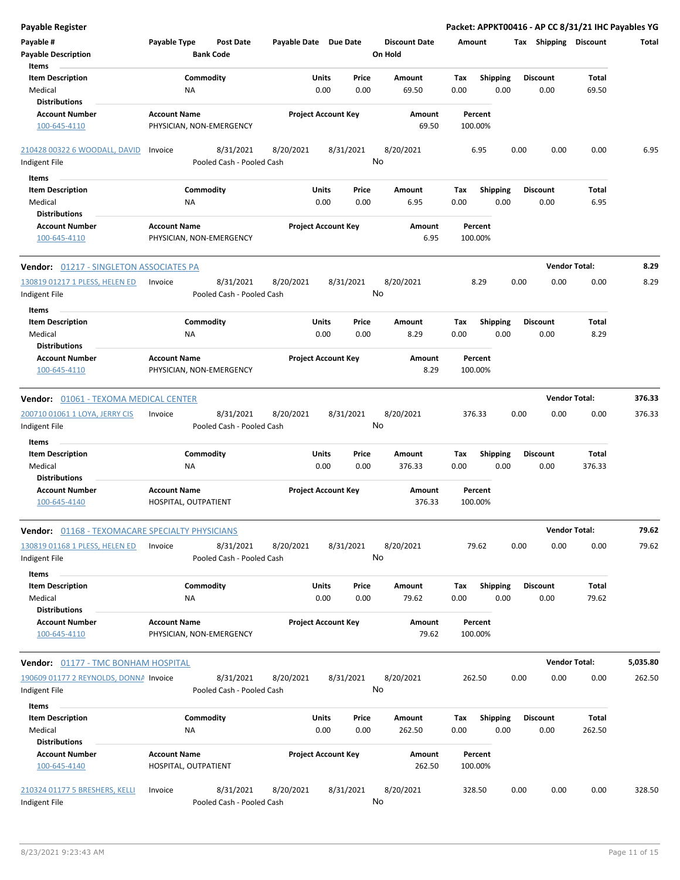| Payable # | Payable Type | Post Date | Payable Date | Due Date | Discount Date | Amount | Tax | Shipping | Discount | Total |
|---|---|---|---|---|---|---|---|---|---|---|
| Payable Description | | Bank Code | | | On Hold | | | | | |

| Item Description | Commodity | Units | Price | Amount | Tax | Shipping | Discount | Total |
|---|---|---|---|---|---|---|---|---|
| Medical | NA | 0.00 | 0.00 | 69.50 | 0.00 | 0.00 | 0.00 | 69.50 |

**Distributions**

| Account Number | Account Name | Project Account Key | Amount | Percent |
|---|---|---|---|---|
| 100-645-4110 | PHYSICIAN, NON-EMERGENCY | | 69.50 | 100.00% |

| Payable # | Payable Type | Post Date | Payable Date | Due Date | Discount Date | Amount | Tax | Shipping | Discount | Total |
|---|---|---|---|---|---|---|---|---|---|---|
| 210428 00322 6 WOODALL, DAVID | Invoice | 8/31/2021 | 8/20/2021 | 8/31/2021 | 8/20/2021 | 6.95 | 0.00 | 0.00 | 0.00 | 6.95 |
| Indigent File | | Pooled Cash - Pooled Cash | | | No | | | | | |

| Item Description | Commodity | Units | Price | Amount | Tax | Shipping | Discount | Total |
|---|---|---|---|---|---|---|---|---|
| Medical | NA | 0.00 | 0.00 | 6.95 | 0.00 | 0.00 | 0.00 | 6.95 |

**Distributions**

| Account Number | Account Name | Project Account Key | Amount | Percent |
|---|---|---|---|---|
| 100-645-4110 | PHYSICIAN, NON-EMERGENCY | | 6.95 | 100.00% |

**Vendor:** 01217 - SINGLETON ASSOCIATES PA — **Vendor Total:** 8.29

| Payable # | Payable Type | Post Date | Payable Date | Due Date | Discount Date | Amount | Tax | Shipping | Discount | Total |
|---|---|---|---|---|---|---|---|---|---|---|
| 130819 01217 1 PLESS, HELEN ED | Invoice | 8/31/2021 | 8/20/2021 | 8/31/2021 | 8/20/2021 | 8.29 | 0.00 | 0.00 | 0.00 | 8.29 |
| Indigent File | | Pooled Cash - Pooled Cash | | | No | | | | | |

| Item Description | Commodity | Units | Price | Amount | Tax | Shipping | Discount | Total |
|---|---|---|---|---|---|---|---|---|
| Medical | NA | 0.00 | 0.00 | 8.29 | 0.00 | 0.00 | 0.00 | 8.29 |

**Distributions**

| Account Number | Account Name | Project Account Key | Amount | Percent |
|---|---|---|---|---|
| 100-645-4110 | PHYSICIAN, NON-EMERGENCY | | 8.29 | 100.00% |

**Vendor:** 01061 - TEXOMA MEDICAL CENTER — **Vendor Total:** 376.33

| Payable # | Payable Type | Post Date | Payable Date | Due Date | Discount Date | Amount | Tax | Shipping | Discount | Total |
|---|---|---|---|---|---|---|---|---|---|---|
| 200710 01061 1 LOYA, JERRY CIS | Invoice | 8/31/2021 | 8/20/2021 | 8/31/2021 | 8/20/2021 | 376.33 | 0.00 | 0.00 | 0.00 | 376.33 |
| Indigent File | | Pooled Cash - Pooled Cash | | | No | | | | | |

| Item Description | Commodity | Units | Price | Amount | Tax | Shipping | Discount | Total |
|---|---|---|---|---|---|---|---|---|
| Medical | NA | 0.00 | 0.00 | 376.33 | 0.00 | 0.00 | 0.00 | 376.33 |

**Distributions**

| Account Number | Account Name | Project Account Key | Amount | Percent |
|---|---|---|---|---|
| 100-645-4140 | HOSPITAL, OUTPATIENT | | 376.33 | 100.00% |

**Vendor:** 01168 - TEXOMACARE SPECIALTY PHYSICIANS — **Vendor Total:** 79.62

| Payable # | Payable Type | Post Date | Payable Date | Due Date | Discount Date | Amount | Tax | Shipping | Discount | Total |
|---|---|---|---|---|---|---|---|---|---|---|
| 130819 01168 1 PLESS, HELEN ED | Invoice | 8/31/2021 | 8/20/2021 | 8/31/2021 | 8/20/2021 | 79.62 | 0.00 | 0.00 | 0.00 | 79.62 |
| Indigent File | | Pooled Cash - Pooled Cash | | | No | | | | | |

| Item Description | Commodity | Units | Price | Amount | Tax | Shipping | Discount | Total |
|---|---|---|---|---|---|---|---|---|
| Medical | NA | 0.00 | 0.00 | 79.62 | 0.00 | 0.00 | 0.00 | 79.62 |

**Distributions**

| Account Number | Account Name | Project Account Key | Amount | Percent |
|---|---|---|---|---|
| 100-645-4110 | PHYSICIAN, NON-EMERGENCY | | 79.62 | 100.00% |

**Vendor:** 01177 - TMC BONHAM HOSPITAL — **Vendor Total:** 5,035.80

| Payable # | Payable Type | Post Date | Payable Date | Due Date | Discount Date | Amount | Tax | Shipping | Discount | Total |
|---|---|---|---|---|---|---|---|---|---|---|
| 190609 01177 2 REYNOLDS, DONNA | Invoice | 8/31/2021 | 8/20/2021 | 8/31/2021 | 8/20/2021 | 262.50 | 0.00 | 0.00 | 0.00 | 262.50 |
| Indigent File | | Pooled Cash - Pooled Cash | | | No | | | | | |

| Item Description | Commodity | Units | Price | Amount | Tax | Shipping | Discount | Total |
|---|---|---|---|---|---|---|---|---|
| Medical | NA | 0.00 | 0.00 | 262.50 | 0.00 | 0.00 | 0.00 | 262.50 |

**Distributions**

| Account Number | Account Name | Project Account Key | Amount | Percent |
|---|---|---|---|---|
| 100-645-4140 | HOSPITAL, OUTPATIENT | | 262.50 | 100.00% |

| Payable # | Payable Type | Post Date | Payable Date | Due Date | Discount Date | Amount | Tax | Shipping | Discount | Total |
|---|---|---|---|---|---|---|---|---|---|---|
| 210324 01177 5 BRESHERS, KELLI | Invoice | 8/31/2021 | 8/20/2021 | 8/31/2021 | 8/20/2021 | 328.50 | 0.00 | 0.00 | 0.00 | 328.50 |
| Indigent File | | Pooled Cash - Pooled Cash | | | No | | | | | |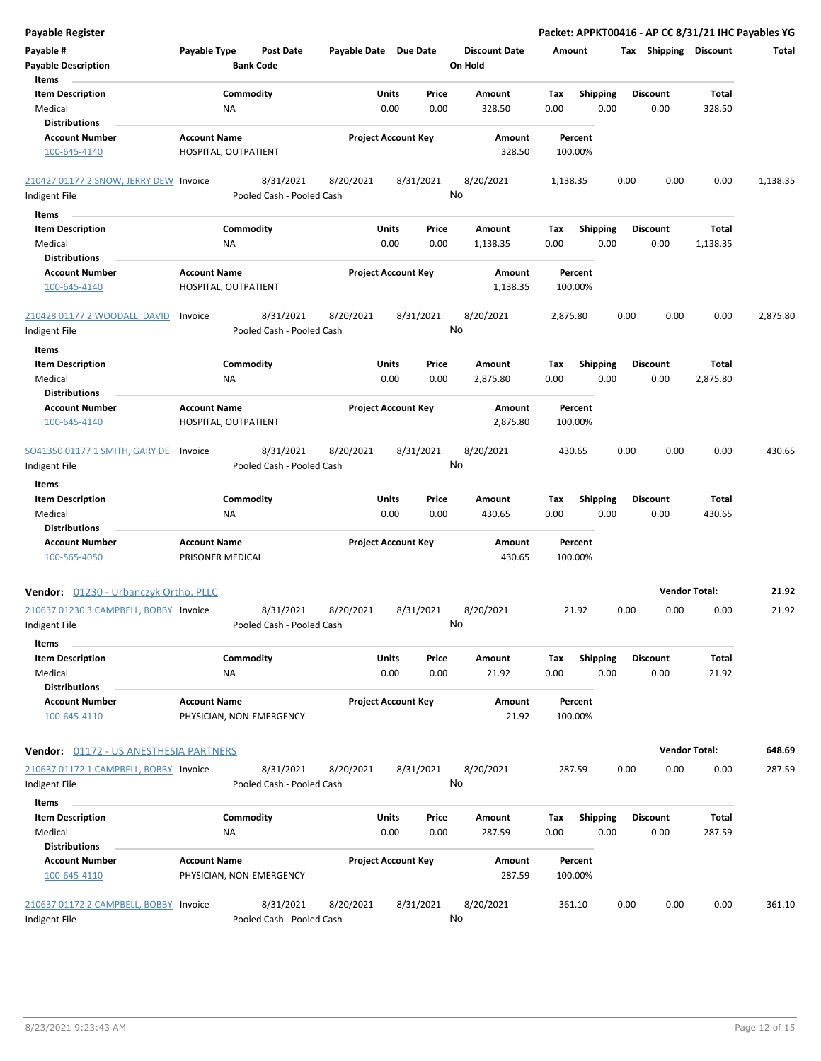**Payable Register** — **Packet: APPKT00416 - AP CC 8/31/21 IHC Payables YG**

| Payable # | Payable Type | Post Date | Payable Date | Due Date | Discount Date | Amount | Tax | Shipping | Discount | Total |
|---|---|---|---|---|---|---|---|---|---|---|
| **Payable Description** | | **Bank Code** | | | **On Hold** | | | | | |

**Items**

| Item Description | Commodity | Units | Price | Amount | Tax | Shipping | Discount | Total |
|---|---|---|---|---|---|---|---|---|
| Medical | NA | 0.00 | 0.00 | 328.50 | 0.00 | 0.00 | 0.00 | 328.50 |

**Distributions**

| Account Number | Account Name | Project Account Key | Amount | Percent |
|---|---|---|---|---|
| 100-645-4140 | HOSPITAL, OUTPATIENT | | 328.50 | 100.00% |

| Payable # | Payable Type | Post Date | Payable Date | Due Date | Discount Date | Amount | Tax | Shipping | Discount | Total |
|---|---|---|---|---|---|---|---|---|---|---|
| 210427 01177 2 SNOW, JERRY DEW | Invoice | 8/31/2021 | 8/20/2021 | 8/31/2021 | 8/20/2021 | 1,138.35 | 0.00 | 0.00 | 0.00 | 1,138.35 |
| Indigent File | | Pooled Cash - Pooled Cash | | | No | | | | | |

**Items**

| Item Description | Commodity | Units | Price | Amount | Tax | Shipping | Discount | Total |
|---|---|---|---|---|---|---|---|---|
| Medical | NA | 0.00 | 0.00 | 1,138.35 | 0.00 | 0.00 | 0.00 | 1,138.35 |

**Distributions**

| Account Number | Account Name | Project Account Key | Amount | Percent |
|---|---|---|---|---|
| 100-645-4140 | HOSPITAL, OUTPATIENT | | 1,138.35 | 100.00% |

| Payable # | Payable Type | Post Date | Payable Date | Due Date | Discount Date | Amount | Tax | Shipping | Discount | Total |
|---|---|---|---|---|---|---|---|---|---|---|
| 210428 01177 2 WOODALL, DAVID | Invoice | 8/31/2021 | 8/20/2021 | 8/31/2021 | 8/20/2021 | 2,875.80 | 0.00 | 0.00 | 0.00 | 2,875.80 |
| Indigent File | | Pooled Cash - Pooled Cash | | | No | | | | | |

**Items**

| Item Description | Commodity | Units | Price | Amount | Tax | Shipping | Discount | Total |
|---|---|---|---|---|---|---|---|---|
| Medical | NA | 0.00 | 0.00 | 2,875.80 | 0.00 | 0.00 | 0.00 | 2,875.80 |

**Distributions**

| Account Number | Account Name | Project Account Key | Amount | Percent |
|---|---|---|---|---|
| 100-645-4140 | HOSPITAL, OUTPATIENT | | 2,875.80 | 100.00% |

| Payable # | Payable Type | Post Date | Payable Date | Due Date | Discount Date | Amount | Tax | Shipping | Discount | Total |
|---|---|---|---|---|---|---|---|---|---|---|
| SO41350 01177 1 SMITH, GARY DE | Invoice | 8/31/2021 | 8/20/2021 | 8/31/2021 | 8/20/2021 | 430.65 | 0.00 | 0.00 | 0.00 | 430.65 |
| Indigent File | | Pooled Cash - Pooled Cash | | | No | | | | | |

**Items**

| Item Description | Commodity | Units | Price | Amount | Tax | Shipping | Discount | Total |
|---|---|---|---|---|---|---|---|---|
| Medical | NA | 0.00 | 0.00 | 430.65 | 0.00 | 0.00 | 0.00 | 430.65 |

**Distributions**

| Account Number | Account Name | Project Account Key | Amount | Percent |
|---|---|---|---|---|
| 100-565-4050 | PRISONER MEDICAL | | 430.65 | 100.00% |

**Vendor: 01230 - Urbanczyk Ortho, PLLC** — **Vendor Total: 21.92**

| Payable # | Payable Type | Post Date | Payable Date | Due Date | Discount Date | Amount | Tax | Shipping | Discount | Total |
|---|---|---|---|---|---|---|---|---|---|---|
| 210637 01230 3 CAMPBELL, BOBBY | Invoice | 8/31/2021 | 8/20/2021 | 8/31/2021 | 8/20/2021 | 21.92 | 0.00 | 0.00 | 0.00 | 21.92 |
| Indigent File | | Pooled Cash - Pooled Cash | | | No | | | | | |

**Items**

| Item Description | Commodity | Units | Price | Amount | Tax | Shipping | Discount | Total |
|---|---|---|---|---|---|---|---|---|
| Medical | NA | 0.00 | 0.00 | 21.92 | 0.00 | 0.00 | 0.00 | 21.92 |

**Distributions**

| Account Number | Account Name | Project Account Key | Amount | Percent |
|---|---|---|---|---|
| 100-645-4110 | PHYSICIAN, NON-EMERGENCY | | 21.92 | 100.00% |

**Vendor: 01172 - US ANESTHESIA PARTNERS** — **Vendor Total: 648.69**

| Payable # | Payable Type | Post Date | Payable Date | Due Date | Discount Date | Amount | Tax | Shipping | Discount | Total |
|---|---|---|---|---|---|---|---|---|---|---|
| 210637 01172 1 CAMPBELL, BOBBY | Invoice | 8/31/2021 | 8/20/2021 | 8/31/2021 | 8/20/2021 | 287.59 | 0.00 | 0.00 | 0.00 | 287.59 |
| Indigent File | | Pooled Cash - Pooled Cash | | | No | | | | | |

**Items**

| Item Description | Commodity | Units | Price | Amount | Tax | Shipping | Discount | Total |
|---|---|---|---|---|---|---|---|---|
| Medical | NA | 0.00 | 0.00 | 287.59 | 0.00 | 0.00 | 0.00 | 287.59 |

**Distributions**

| Account Number | Account Name | Project Account Key | Amount | Percent |
|---|---|---|---|---|
| 100-645-4110 | PHYSICIAN, NON-EMERGENCY | | 287.59 | 100.00% |

| Payable # | Payable Type | Post Date | Payable Date | Due Date | Discount Date | Amount | Tax | Shipping | Discount | Total |
|---|---|---|---|---|---|---|---|---|---|---|
| 210637 01172 2 CAMPBELL, BOBBY | Invoice | 8/31/2021 | 8/20/2021 | 8/31/2021 | 8/20/2021 | 361.10 | 0.00 | 0.00 | 0.00 | 361.10 |
| Indigent File | | Pooled Cash - Pooled Cash | | | No | | | | | |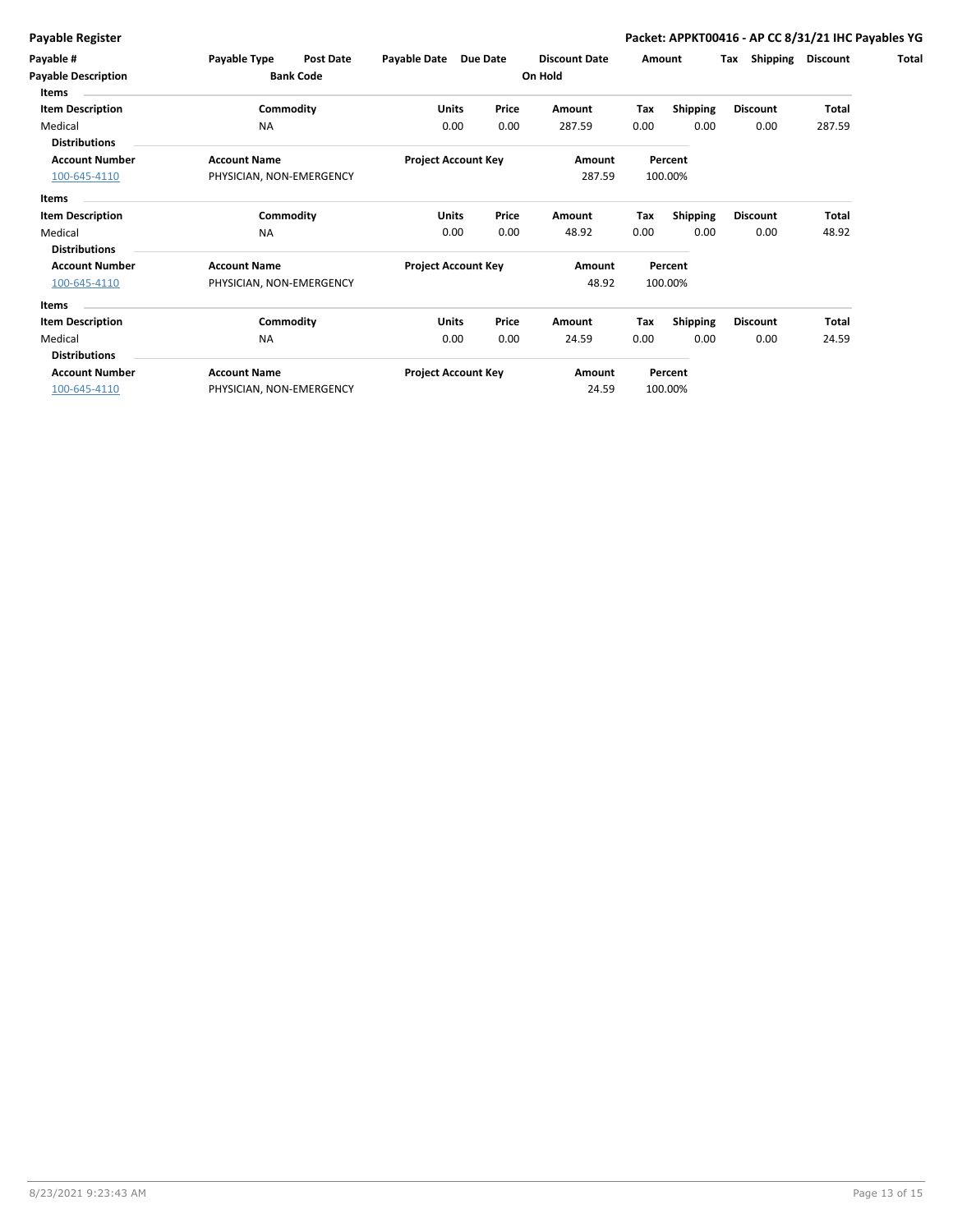**Payable Register** | **Packet: APPKT00416 - AP CC 8/31/21 IHC Payables YG**

| Payable # | Payable Type | Post Date | Payable Date | Due Date | Discount Date | Amount | Tax | Shipping | Discount | Total |
|---|---|---|---|---|---|---|---|---|---|---|
| **Payable Description** | | **Bank Code** | | | **On Hold** | | | | | |

**Items**

| Item Description | Commodity | Units | Price | Amount | Tax | Shipping | Discount | Total |
|---|---|---|---|---|---|---|---|---|
| Medical | NA | 0.00 | 0.00 | 287.59 | 0.00 | 0.00 | 0.00 | 287.59 |

**Distributions**

| Account Number | Account Name | Project Account Key | Amount | Percent |
|---|---|---|---|---|
| 100-645-4110 | PHYSICIAN, NON-EMERGENCY | | 287.59 | 100.00% |

**Items**

| Item Description | Commodity | Units | Price | Amount | Tax | Shipping | Discount | Total |
|---|---|---|---|---|---|---|---|---|
| Medical | NA | 0.00 | 0.00 | 48.92 | 0.00 | 0.00 | 0.00 | 48.92 |

**Distributions**

| Account Number | Account Name | Project Account Key | Amount | Percent |
|---|---|---|---|---|
| 100-645-4110 | PHYSICIAN, NON-EMERGENCY | | 48.92 | 100.00% |

**Items**

| Item Description | Commodity | Units | Price | Amount | Tax | Shipping | Discount | Total |
|---|---|---|---|---|---|---|---|---|
| Medical | NA | 0.00 | 0.00 | 24.59 | 0.00 | 0.00 | 0.00 | 24.59 |

**Distributions**

| Account Number | Account Name | Project Account Key | Amount | Percent |
|---|---|---|---|---|
| 100-645-4110 | PHYSICIAN, NON-EMERGENCY | | 24.59 | 100.00% |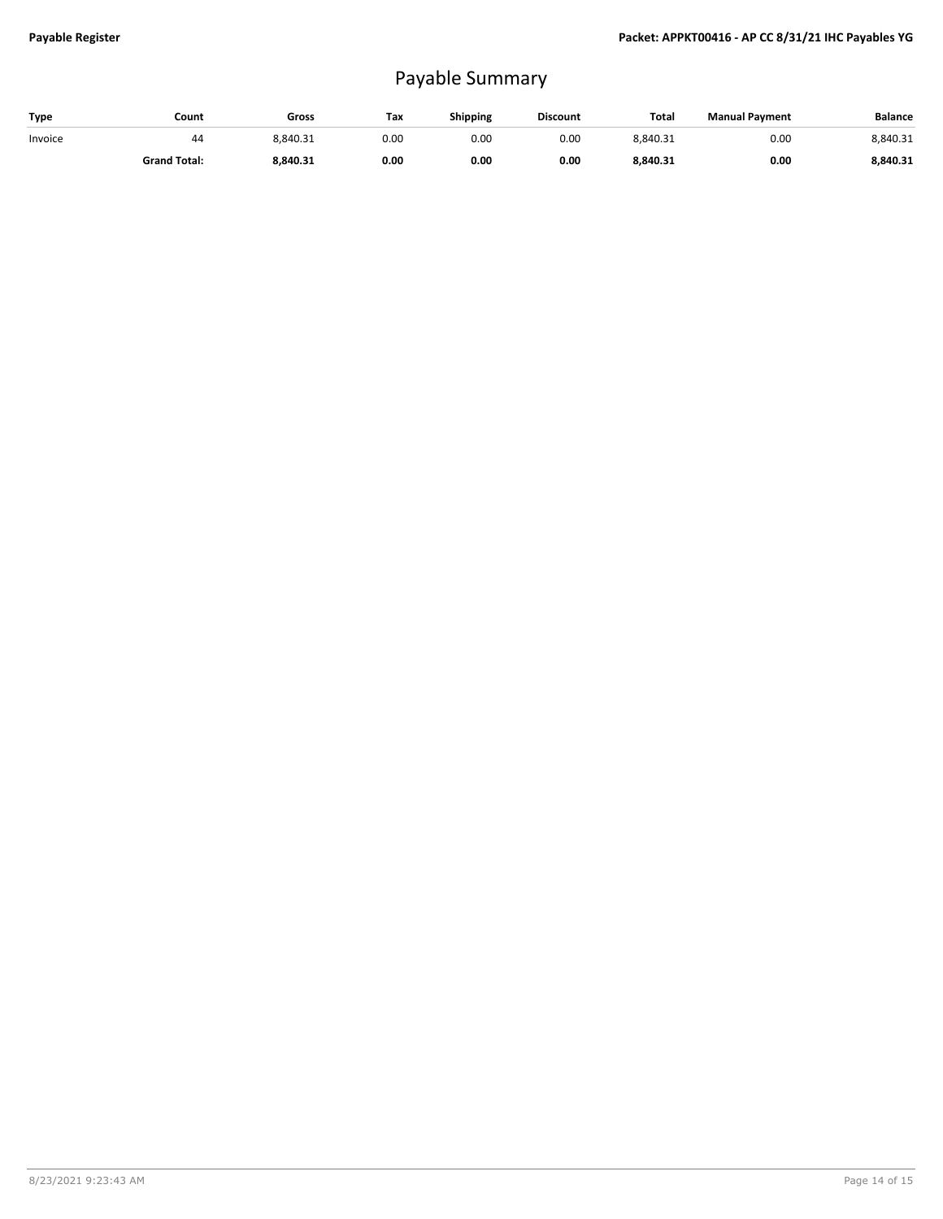# Payable Summary

| Type | Count | Gross | Tax | Shipping | Discount | Total | Manual Payment | Balance |
|---|---|---|---|---|---|---|---|---|
| Invoice | 44 | 8,840.31 | 0.00 | 0.00 | 0.00 | 8,840.31 | 0.00 | 8,840.31 |
| | **Grand Total:** | **8,840.31** | **0.00** | **0.00** | **0.00** | **8,840.31** | **0.00** | **8,840.31** |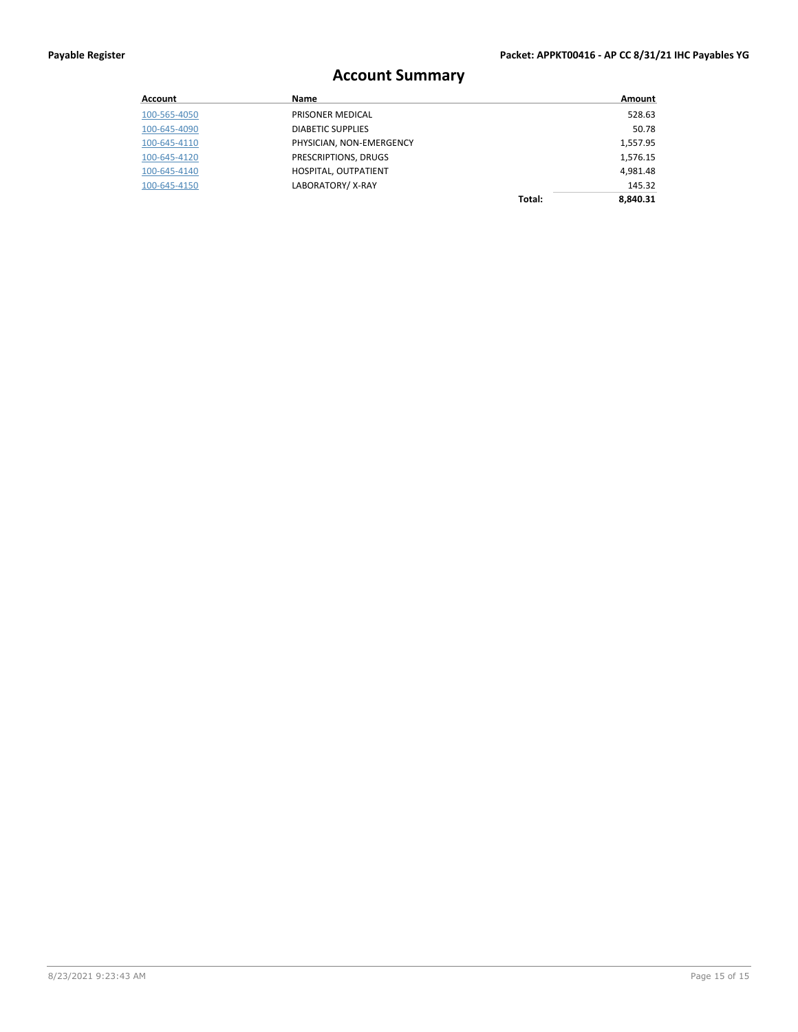# Account Summary

| Account | Name | | Amount |
|---|---|---|---|
| 100-565-4050 | PRISONER MEDICAL | | 528.63 |
| 100-645-4090 | DIABETIC SUPPLIES | | 50.78 |
| 100-645-4110 | PHYSICIAN, NON-EMERGENCY | | 1,557.95 |
| 100-645-4120 | PRESCRIPTIONS, DRUGS | | 1,576.15 |
| 100-645-4140 | HOSPITAL, OUTPATIENT | | 4,981.48 |
| 100-645-4150 | LABORATORY/ X-RAY | | 145.32 |
| | | **Total:** | **8,840.31** |